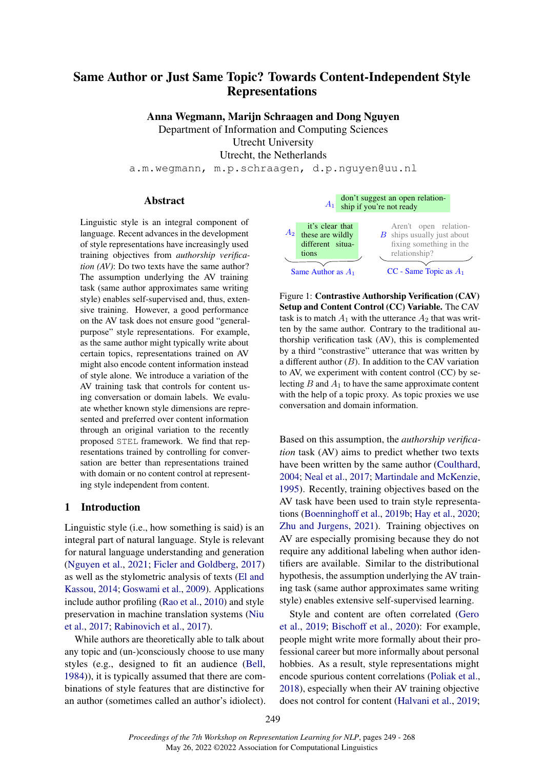# Same Author or Just Same Topic? Towards Content-Independent Style Representations

**Anna Wegmann, Marijn Schraagen and Dong Nguyen**
Department of Information and Computing Sciences
Utrecht University
Utrecht, the Netherlands
a.m.wegmann, m.p.schraagen, d.p.nguyen@uu.nl

## Abstract

Linguistic style is an integral component of language. Recent advances in the development of style representations have increasingly used training objectives from *authorship verification (AV)*: Do two texts have the same author? The assumption underlying the AV training task (same author approximates same writing style) enables self-supervised and, thus, extensive training. However, a good performance on the AV task does not ensure good "general-purpose" style representations. For example, as the same author might typically write about certain topics, representations trained on AV might also encode content information instead of style alone. We introduce a variation of the AV training task that controls for content using conversation or domain labels. We evaluate whether known style dimensions are represented and preferred over content information through an original variation to the recently proposed STEL framework. We find that representations trained by controlling for conversation are better than representations trained with domain or no content control at representing style independent from content.

## 1 Introduction

Linguistic style (i.e., how something is said) is an integral part of natural language. Style is relevant for natural language understanding and generation (Nguyen et al., 2021; Ficler and Goldberg, 2017) as well as the stylometric analysis of texts (El and Kassou, 2014; Goswami et al., 2009). Applications include author profiling (Rao et al., 2010) and style preservation in machine translation systems (Niu et al., 2017; Rabinovich et al., 2017).

While authors are theoretically able to talk about any topic and (un-)consciously choose to use many styles (e.g., designed to fit an audience (Bell, 1984)), it is typically assumed that there are combinations of style features that are distinctive for an author (sometimes called an author's idiolect).

$A_1$: don't suggest an open relationship if you're not ready

$A_2$: it's clear that these are wildly different situations — Same Author as $A_1$

$B$: Aren't open relationships usually just about fixing something in the relationship? — CC - Same Topic as $A_1$

Figure 1: **Contrastive Authorship Verification (CAV) Setup and Content Control (CC) Variable.** The CAV task is to match $A_1$ with the utterance $A_2$ that was written by the same author. Contrary to the traditional authorship verification task (AV), this is complemented by a third "constrastive" utterance that was written by a different author ($B$). In addition to the CAV variation to AV, we experiment with content control (CC) by selecting $B$ and $A_1$ to have the same approximate content with the help of a topic proxy. As topic proxies we use conversation and domain information.

Based on this assumption, the *authorship verification* task (AV) aims to predict whether two texts have been written by the same author (Coulthard, 2004; Neal et al., 2017; Martindale and McKenzie, 1995). Recently, training objectives based on the AV task have been used to train style representations (Boenninghoff et al., 2019b; Hay et al., 2020; Zhu and Jurgens, 2021). Training objectives on AV are especially promising because they do not require any additional labeling when author identifiers are available. Similar to the distributional hypothesis, the assumption underlying the AV training task (same author approximates same writing style) enables extensive self-supervised learning.

Style and content are often correlated (Gero et al., 2019; Bischoff et al., 2020): For example, people might write more formally about their professional career but more informally about personal hobbies. As a result, style representations might encode spurious content correlations (Poliak et al., 2018), especially when their AV training objective does not control for content (Halvani et al., 2019;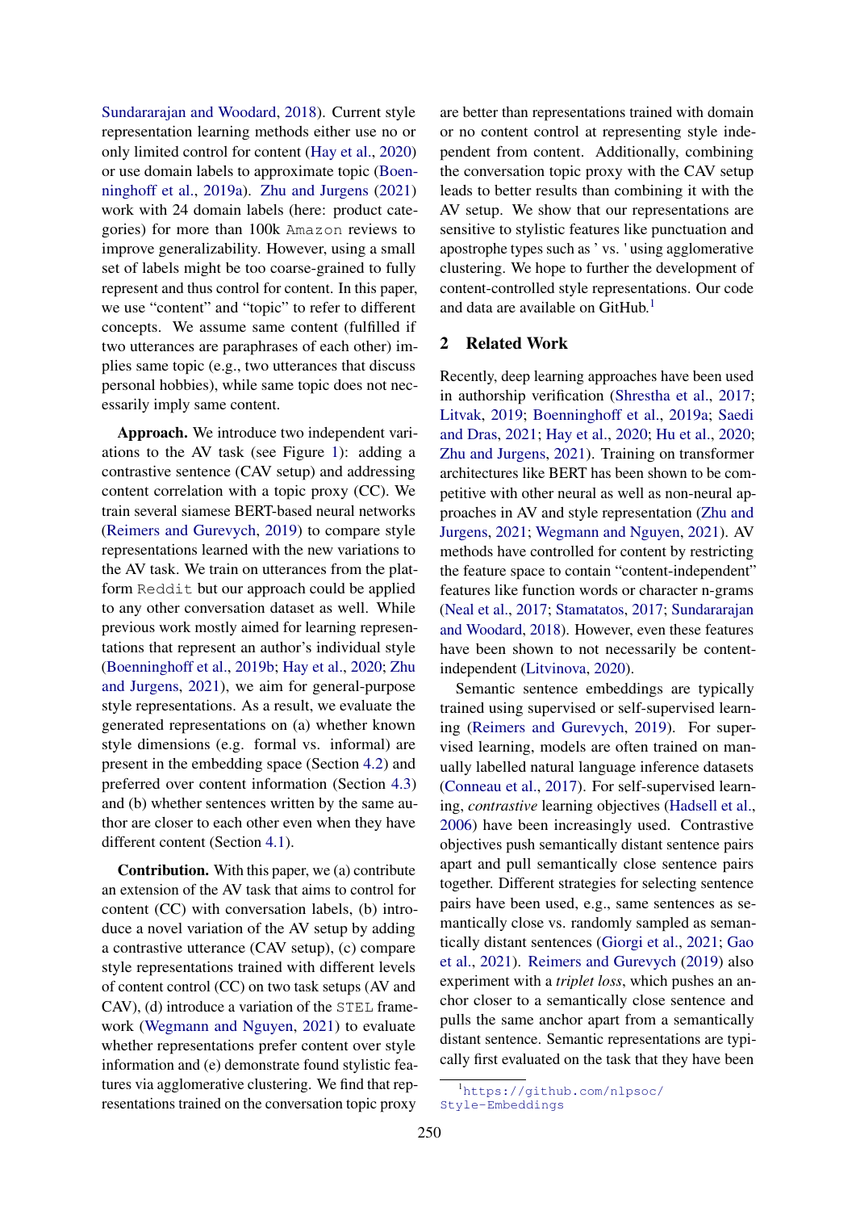Sundararajan and Woodard, 2018). Current style representation learning methods either use no or only limited control for content (Hay et al., 2020) or use domain labels to approximate topic (Boenninghoff et al., 2019a). Zhu and Jurgens (2021) work with 24 domain labels (here: product categories) for more than 100k Amazon reviews to improve generalizability. However, using a small set of labels might be too coarse-grained to fully represent and thus control for content. In this paper, we use "content" and "topic" to refer to different concepts. We assume same content (fulfilled if two utterances are paraphrases of each other) implies same topic (e.g., two utterances that discuss personal hobbies), while same topic does not necessarily imply same content.

**Approach.** We introduce two independent variations to the AV task (see Figure 1): adding a contrastive sentence (CAV setup) and addressing content correlation with a topic proxy (CC). We train several siamese BERT-based neural networks (Reimers and Gurevych, 2019) to compare style representations learned with the new variations to the AV task. We train on utterances from the platform Reddit but our approach could be applied to any other conversation dataset as well. While previous work mostly aimed for learning representations that represent an author's individual style (Boenninghoff et al., 2019b; Hay et al., 2020; Zhu and Jurgens, 2021), we aim for general-purpose style representations. As a result, we evaluate the generated representations on (a) whether known style dimensions (e.g. formal vs. informal) are present in the embedding space (Section 4.2) and preferred over content information (Section 4.3) and (b) whether sentences written by the same author are closer to each other even when they have different content (Section 4.1).

**Contribution.** With this paper, we (a) contribute an extension of the AV task that aims to control for content (CC) with conversation labels, (b) introduce a novel variation of the AV setup by adding a contrastive utterance (CAV setup), (c) compare style representations trained with different levels of content control (CC) on two task setups (AV and CAV), (d) introduce a variation of the STEL framework (Wegmann and Nguyen, 2021) to evaluate whether representations prefer content over style information and (e) demonstrate found stylistic features via agglomerative clustering. We find that representations trained on the conversation topic proxy are better than representations trained with domain or no content control at representing style independent from content. Additionally, combining the conversation topic proxy with the CAV setup leads to better results than combining it with the AV setup. We show that our representations are sensitive to stylistic features like punctuation and apostrophe types such as ' vs. ' using agglomerative clustering. We hope to further the development of content-controlled style representations. Our code and data are available on GitHub.[1]

## 2 Related Work

Recently, deep learning approaches have been used in authorship verification (Shrestha et al., 2017; Litvak, 2019; Boenninghoff et al., 2019a; Saedi and Dras, 2021; Hay et al., 2020; Hu et al., 2020; Zhu and Jurgens, 2021). Training on transformer architectures like BERT has been shown to be competitive with other neural as well as non-neural approaches in AV and style representation (Zhu and Jurgens, 2021; Wegmann and Nguyen, 2021). AV methods have controlled for content by restricting the feature space to contain "content-independent" features like function words or character n-grams (Neal et al., 2017; Stamatatos, 2017; Sundararajan and Woodard, 2018). However, even these features have been shown to not necessarily be content-independent (Litvinova, 2020).

Semantic sentence embeddings are typically trained using supervised or self-supervised learning (Reimers and Gurevych, 2019). For supervised learning, models are often trained on manually labelled natural language inference datasets (Conneau et al., 2017). For self-supervised learning, *contrastive* learning objectives (Hadsell et al., 2006) have been increasingly used. Contrastive objectives push semantically distant sentence pairs apart and pull semantically close sentence pairs together. Different strategies for selecting sentence pairs have been used, e.g., same sentences as semantically close vs. randomly sampled as semantically distant sentences (Giorgi et al., 2021; Gao et al., 2021). Reimers and Gurevych (2019) also experiment with a *triplet loss*, which pushes an anchor closer to a semantically close sentence and pulls the same anchor apart from a semantically distant sentence. Semantic representations are typically first evaluated on the task that they have been

[1] https://github.com/nlpsoc/Style-Embeddings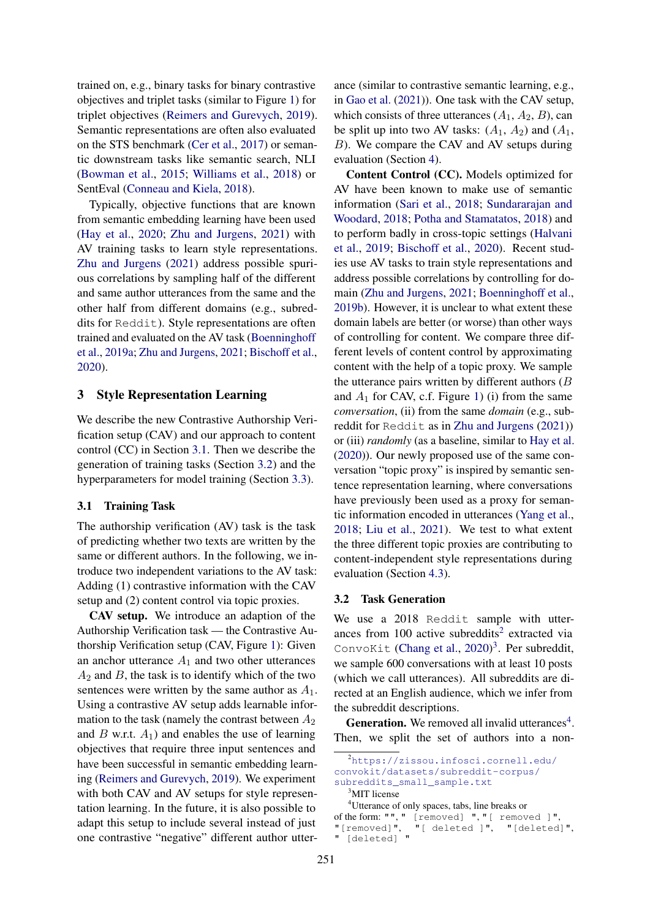trained on, e.g., binary tasks for binary contrastive objectives and triplet tasks (similar to Figure 1) for triplet objectives (Reimers and Gurevych, 2019). Semantic representations are often also evaluated on the STS benchmark (Cer et al., 2017) or semantic downstream tasks like semantic search, NLI (Bowman et al., 2015; Williams et al., 2018) or SentEval (Conneau and Kiela, 2018).

Typically, objective functions that are known from semantic embedding learning have been used (Hay et al., 2020; Zhu and Jurgens, 2021) with AV training tasks to learn style representations. Zhu and Jurgens (2021) address possible spurious correlations by sampling half of the different and same author utterances from the same and the other half from different domains (e.g., subreddits for `Reddit`). Style representations are often trained and evaluated on the AV task (Boenninghoff et al., 2019a; Zhu and Jurgens, 2021; Bischoff et al., 2020).

## 3 Style Representation Learning

We describe the new Contrastive Authorship Verification setup (CAV) and our approach to content control (CC) in Section 3.1. Then we describe the generation of training tasks (Section 3.2) and the hyperparameters for model training (Section 3.3).

### 3.1 Training Task

The authorship verification (AV) task is the task of predicting whether two texts are written by the same or different authors. In the following, we introduce two independent variations to the AV task: Adding (1) contrastive information with the CAV setup and (2) content control via topic proxies.

**CAV setup.** We introduce an adaption of the Authorship Verification task — the Contrastive Authorship Verification setup (CAV, Figure 1): Given an anchor utterance $A_1$ and two other utterances $A_2$ and $B$, the task is to identify which of the two sentences were written by the same author as $A_1$. Using a contrastive AV setup adds learnable information to the task (namely the contrast between $A_2$ and $B$ w.r.t. $A_1$) and enables the use of learning objectives that require three input sentences and have been successful in semantic embedding learning (Reimers and Gurevych, 2019). We experiment with both CAV and AV setups for style representation learning. In the future, it is also possible to adapt this setup to include several instead of just one contrastive "negative" different author utterance (similar to contrastive semantic learning, e.g., in Gao et al. (2021)). One task with the CAV setup, which consists of three utterances ($A_1$, $A_2$, $B$), can be split up into two AV tasks: ($A_1$, $A_2$) and ($A_1$, $B$). We compare the CAV and AV setups during evaluation (Section 4).

**Content Control (CC).** Models optimized for AV have been known to make use of semantic information (Sari et al., 2018; Sundararajan and Woodard, 2018; Potha and Stamatatos, 2018) and to perform badly in cross-topic settings (Halvani et al., 2019; Bischoff et al., 2020). Recent studies use AV tasks to train style representations and address possible correlations by controlling for domain (Zhu and Jurgens, 2021; Boenninghoff et al., 2019b). However, it is unclear to what extent these domain labels are better (or worse) than other ways of controlling for content. We compare three different levels of content control by approximating content with the help of a topic proxy. We sample the utterance pairs written by different authors ($B$ and $A_1$ for CAV, c.f. Figure 1) (i) from the same *conversation*, (ii) from the same *domain* (e.g., subreddit for `Reddit` as in Zhu and Jurgens (2021)) or (iii) *randomly* (as a baseline, similar to Hay et al. (2020)). Our newly proposed use of the same conversation "topic proxy" is inspired by semantic sentence representation learning, where conversations have previously been used as a proxy for semantic information encoded in utterances (Yang et al., 2018; Liu et al., 2021). We test to what extent the three different topic proxies are contributing to content-independent style representations during evaluation (Section 4.3).

### 3.2 Task Generation

We use a 2018 `Reddit` sample with utterances from 100 active subreddits[2] extracted via `ConvoKit` (Chang et al., 2020)[3]. Per subreddit, we sample 600 conversations with at least 10 posts (which we call utterances). All subreddits are directed at an English audience, which we infer from the subreddit descriptions.

**Generation.** We removed all invalid utterances[4]. Then, we split the set of authors into a non-

[2]https://zissou.infosci.cornell.edu/convokit/datasets/subreddit-corpus/subreddits_small_sample.txt

[3]MIT license

[4]Utterance of only spaces, tabs, line breaks or of the form: `""`, `" [removed] "`, `"[ removed ]"`, `"[removed]"`, `"[ deleted ]"`, `"[deleted]"`, `" [deleted] "`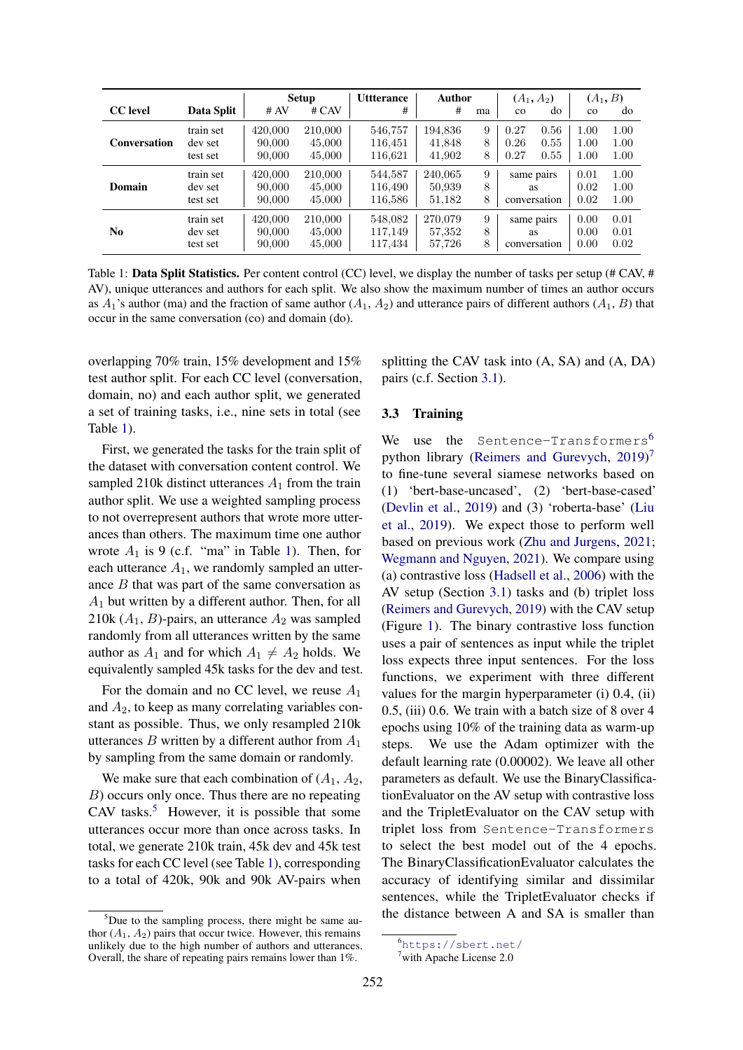| CC level | Data Split | Setup | | Uttterance | Author | | $(A_1, A_2)$ | | $(A_1, B)$ | |
|---|---|---|---|---|---|---|---|---|---|---|
| | | # AV | # CAV | # | # | ma | co | do | co | do |
| **Conversation** | train set | 420,000 | 210,000 | 546,757 | 194,836 | 9 | 0.27 | 0.56 | 1.00 | 1.00 |
| | dev set | 90,000 | 45,000 | 116,451 | 41,848 | 8 | 0.26 | 0.55 | 1.00 | 1.00 |
| | test set | 90,000 | 45,000 | 116,621 | 41,902 | 8 | 0.27 | 0.55 | 1.00 | 1.00 |
| **Domain** | train set | 420,000 | 210,000 | 544,587 | 240,065 | 9 | same pairs as conversation | | 0.01 | 1.00 |
| | dev set | 90,000 | 45,000 | 116,490 | 50,939 | 8 | | | 0.02 | 1.00 |
| | test set | 90,000 | 45,000 | 116,586 | 51,182 | 8 | | | 0.02 | 1.00 |
| **No** | train set | 420,000 | 210,000 | 548,082 | 270,079 | 9 | same pairs as conversation | | 0.00 | 0.01 |
| | dev set | 90,000 | 45,000 | 117,149 | 57,352 | 8 | | | 0.00 | 0.01 |
| | test set | 90,000 | 45,000 | 117,434 | 57,726 | 8 | | | 0.00 | 0.02 |

Table 1: **Data Split Statistics.** Per content control (CC) level, we display the number of tasks per setup (# CAV, # AV), unique utterances and authors for each split. We also show the maximum number of times an author occurs as $A_1$'s author (ma) and the fraction of same author $(A_1, A_2)$ and utterance pairs of different authors $(A_1, B)$ that occur in the same conversation (co) and domain (do).

overlapping 70% train, 15% development and 15% test author split. For each CC level (conversation, domain, no) and each author split, we generated a set of training tasks, i.e., nine sets in total (see Table 1).

First, we generated the tasks for the train split of the dataset with conversation content control. We sampled 210k distinct utterances $A_1$ from the train author split. We use a weighted sampling process to not overrepresent authors that wrote more utterances than others. The maximum time one author wrote $A_1$ is 9 (c.f. "ma" in Table 1). Then, for each utterance $A_1$, we randomly sampled an utterance $B$ that was part of the same conversation as $A_1$ but written by a different author. Then, for all 210k $(A_1, B)$-pairs, an utterance $A_2$ was sampled randomly from all utterances written by the same author as $A_1$ and for which $A_1 \neq A_2$ holds. We equivalently sampled 45k tasks for the dev and test.

For the domain and no CC level, we reuse $A_1$ and $A_2$, to keep as many correlating variables constant as possible. Thus, we only resampled 210k utterances $B$ written by a different author from $A_1$ by sampling from the same domain or randomly.

We make sure that each combination of $(A_1, A_2, B)$ occurs only once. Thus there are no repeating CAV tasks.[5] However, it is possible that some utterances occur more than once across tasks. In total, we generate 210k train, 45k dev and 45k test tasks for each CC level (see Table 1), corresponding to a total of 420k, 90k and 90k AV-pairs when splitting the CAV task into (A, SA) and (A, DA) pairs (c.f. Section 3.1).

### 3.3 Training

We use the `Sentence-Transformers`[6] python library (Reimers and Gurevych, 2019)[7] to fine-tune several siamese networks based on (1) 'bert-base-uncased', (2) 'bert-base-cased' (Devlin et al., 2019) and (3) 'roberta-base' (Liu et al., 2019). We expect those to perform well based on previous work (Zhu and Jurgens, 2021; Wegmann and Nguyen, 2021). We compare using (a) contrastive loss (Hadsell et al., 2006) with the AV setup (Section 3.1) tasks and (b) triplet loss (Reimers and Gurevych, 2019) with the CAV setup (Figure 1). The binary contrastive loss function uses a pair of sentences as input while the triplet loss expects three input sentences. For the loss functions, we experiment with three different values for the margin hyperparameter (i) 0.4, (ii) 0.5, (iii) 0.6. We train with a batch size of 8 over 4 epochs using 10% of the training data as warm-up steps. We use the Adam optimizer with the default learning rate (0.00002). We leave all other parameters as default. We use the BinaryClassificationEvaluator on the AV setup with contrastive loss and the TripletEvaluator on the CAV setup with triplet loss from `Sentence-Transformers` to select the best model out of the 4 epochs. The BinaryClassificationEvaluator calculates the accuracy of identifying similar and dissimilar sentences, while the TripletEvaluator checks if the distance between A and SA is smaller than

[5] Due to the sampling process, there might be same author $(A_1, A_2)$ pairs that occur twice. However, this remains unlikely due to the high number of authors and utterances. Overall, the share of repeating pairs remains lower than 1%.

[6] https://sbert.net/

[7] with Apache License 2.0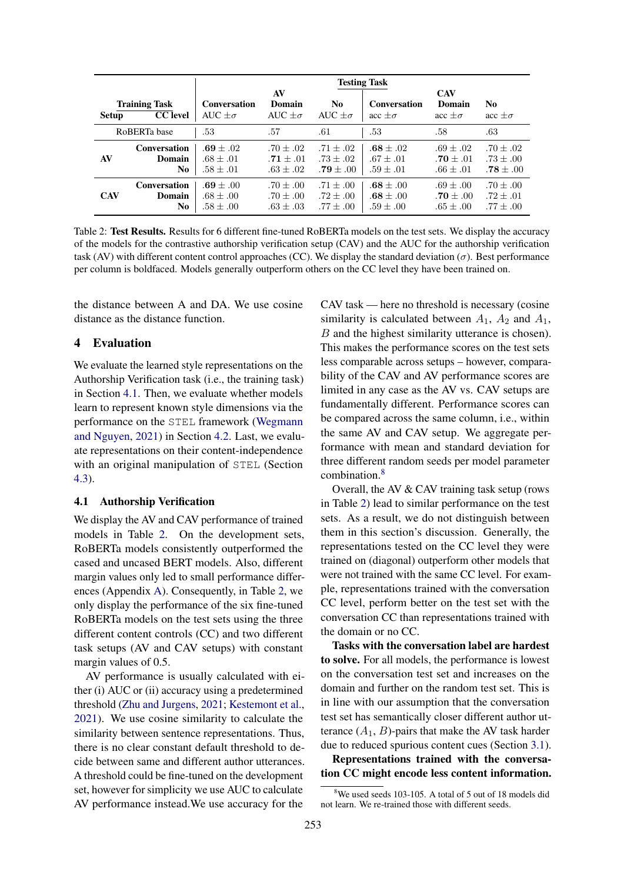| Training Task | | Testing Task | | | | | |
|---|---|---|---|---|---|---|---|
| | | AV | | | CAV | | |
| Setup | CC level | Conversation AUC $\pm\sigma$ | Domain AUC $\pm\sigma$ | No AUC $\pm\sigma$ | Conversation acc $\pm\sigma$ | Domain acc $\pm\sigma$ | No acc $\pm\sigma$ |
| RoBERTa base | | .53 | .57 | .61 | .53 | .58 | .63 |
| AV | **Conversation** | **.69** $\pm$ .02 | .70 $\pm$ .02 | .71 $\pm$ .02 | **.68** $\pm$ .02 | .69 $\pm$ .02 | .70 $\pm$ .02 |
| | **Domain** | .68 $\pm$ .01 | **.71** $\pm$ .01 | .73 $\pm$ .02 | .67 $\pm$ .01 | **.70** $\pm$ .01 | .73 $\pm$ .00 |
| | **No** | .58 $\pm$ .01 | .63 $\pm$ .02 | **.79** $\pm$ .00 | .59 $\pm$ .01 | .66 $\pm$ .01 | **.78** $\pm$ .00 |
| CAV | **Conversation** | **.69** $\pm$ .00 | .70 $\pm$ .00 | .71 $\pm$ .00 | **.68** $\pm$ .00 | .69 $\pm$ .00 | .70 $\pm$ .00 |
| | **Domain** | .68 $\pm$ .00 | .70 $\pm$ .00 | .72 $\pm$ .00 | **.68** $\pm$ .00 | **.70** $\pm$ .00 | .72 $\pm$ .01 |
| | **No** | .58 $\pm$ .00 | .63 $\pm$ .03 | .77 $\pm$ .00 | .59 $\pm$ .00 | .65 $\pm$ .00 | .77 $\pm$ .00 |

Table 2: **Test Results.** Results for 6 different fine-tuned RoBERTa models on the test sets. We display the accuracy of the models for the contrastive authorship verification setup (CAV) and the AUC for the authorship verification task (AV) with different content control approaches (CC). We display the standard deviation ($\sigma$). Best performance per column is boldfaced. Models generally outperform others on the CC level they have been trained on.

the distance between A and DA. We use cosine distance as the distance function.

## 4 Evaluation

We evaluate the learned style representations on the Authorship Verification task (i.e., the training task) in Section 4.1. Then, we evaluate whether models learn to represent known style dimensions via the performance on the STEL framework (Wegmann and Nguyen, 2021) in Section 4.2. Last, we evaluate representations on their content-independence with an original manipulation of STEL (Section 4.3).

### 4.1 Authorship Verification

We display the AV and CAV performance of trained models in Table 2. On the development sets, RoBERTa models consistently outperformed the cased and uncased BERT models. Also, different margin values only led to small performance differences (Appendix A). Consequently, in Table 2, we only display the performance of the six fine-tuned RoBERTa models on the test sets using the three different content controls (CC) and two different task setups (AV and CAV setups) with constant margin values of 0.5.

AV performance is usually calculated with either (i) AUC or (ii) accuracy using a predetermined threshold (Zhu and Jurgens, 2021; Kestemont et al., 2021). We use cosine similarity to calculate the similarity between sentence representations. Thus, there is no clear constant default threshold to decide between same and different author utterances. A threshold could be fine-tuned on the development set, however for simplicity we use AUC to calculate AV performance instead.We use accuracy for the CAV task — here no threshold is necessary (cosine similarity is calculated between $A_1$, $A_2$ and $A_1$, $B$ and the highest similarity utterance is chosen). This makes the performance scores on the test sets less comparable across setups – however, comparability of the CAV and AV performance scores are limited in any case as the AV vs. CAV setups are fundamentally different. Performance scores can be compared across the same column, i.e., within the same AV and CAV setup. We aggregate performance with mean and standard deviation for three different random seeds per model parameter combination.[8]

Overall, the AV & CAV training task setup (rows in Table 2) lead to similar performance on the test sets. As a result, we do not distinguish between them in this section's discussion. Generally, the representations tested on the CC level they were trained on (diagonal) outperform other models that were not trained with the same CC level. For example, representations trained with the conversation CC level, perform better on the test set with the conversation CC than representations trained with the domain or no CC.

**Tasks with the conversation label are hardest to solve.** For all models, the performance is lowest on the conversation test set and increases on the domain and further on the random test set. This is in line with our assumption that the conversation test set has semantically closer different author utterance ($A_1$, $B$)-pairs that make the AV task harder due to reduced spurious content cues (Section 3.1).

**Representations trained with the conversation CC might encode less content information.**

[8] We used seeds 103-105. A total of 5 out of 18 models did not learn. We re-trained those with different seeds.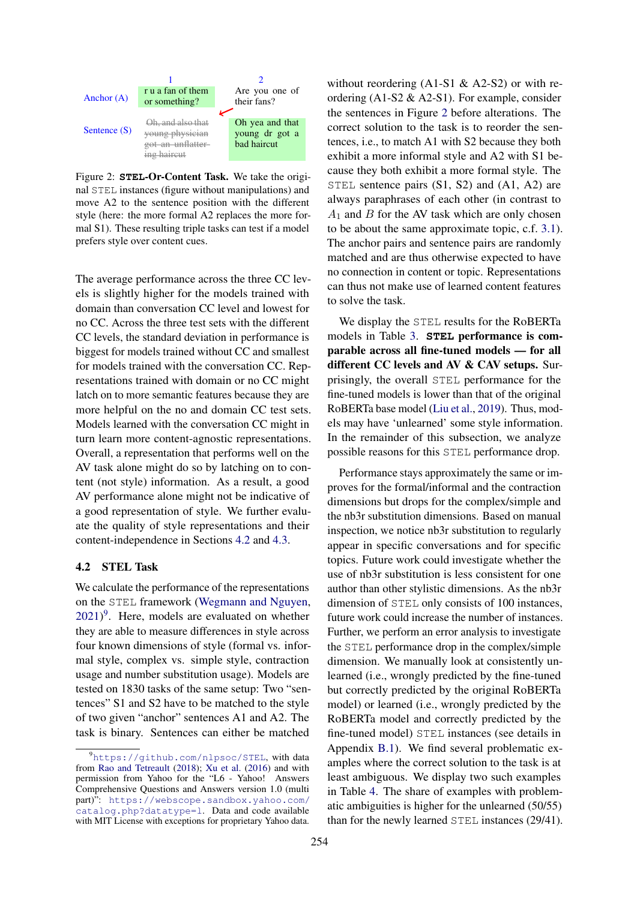|  | 1 | 2 |
|---|---|---|
| Anchor (A) | r u a fan of them or something? | Are you one of their fans? |
| Sentence (S) | ~~Oh, and also that young physician got an unflattering haircut~~ | Oh yea and that young dr got a bad haircut |

Figure 2: **STEL-Or-Content Task.** We take the original STEL instances (figure without manipulations) and move A2 to the sentence position with the different style (here: the more formal A2 replaces the more formal S1). These resulting triple tasks can test if a model prefers style over content cues.

The average performance across the three CC levels is slightly higher for the models trained with domain than conversation CC level and lowest for no CC. Across the three test sets with the different CC levels, the standard deviation in performance is biggest for models trained without CC and smallest for models trained with the conversation CC. Representations trained with domain or no CC might latch on to more semantic features because they are more helpful on the no and domain CC test sets. Models learned with the conversation CC might in turn learn more content-agnostic representations. Overall, a representation that performs well on the AV task alone might do so by latching on to content (not style) information. As a result, a good AV performance alone might not be indicative of a good representation of style. We further evaluate the quality of style representations and their content-independence in Sections 4.2 and 4.3.

## 4.2 STEL Task

We calculate the performance of the representations on the STEL framework (Wegmann and Nguyen, 2021)[9]. Here, models are evaluated on whether they are able to measure differences in style across four known dimensions of style (formal vs. informal style, complex vs. simple style, contraction usage and number substitution usage). Models are tested on 1830 tasks of the same setup: Two "sentences" S1 and S2 have to be matched to the style of two given "anchor" sentences A1 and A2. The task is binary. Sentences can either be matched without reordering (A1-S1 & A2-S2) or with reordering (A1-S2 & A2-S1). For example, consider the sentences in Figure 2 before alterations. The correct solution to the task is to reorder the sentences, i.e., to match A1 with S2 because they both exhibit a more informal style and A2 with S1 because they both exhibit a more formal style. The STEL sentence pairs (S1, S2) and (A1, A2) are always paraphrases of each other (in contrast to $A_1$ and $B$ for the AV task which are only chosen to be about the same approximate topic, c.f. 3.1). The anchor pairs and sentence pairs are randomly matched and are thus otherwise expected to have no connection in content or topic. Representations can thus not make use of learned content features to solve the task.

We display the STEL results for the RoBERTa models in Table 3. **STEL performance is comparable across all fine-tuned models — for all different CC levels and AV & CAV setups.** Surprisingly, the overall STEL performance for the fine-tuned models is lower than that of the original RoBERTa base model (Liu et al., 2019). Thus, models may have 'unlearned' some style information. In the remainder of this subsection, we analyze possible reasons for this STEL performance drop.

Performance stays approximately the same or improves for the formal/informal and the contraction dimensions but drops for the complex/simple and the nb3r substitution dimensions. Based on manual inspection, we notice nb3r substitution to regularly appear in specific conversations and for specific topics. Future work could investigate whether the use of nb3r substitution is less consistent for one author than other stylistic dimensions. As the nb3r dimension of STEL only consists of 100 instances, future work could increase the number of instances. Further, we perform an error analysis to investigate the STEL performance drop in the complex/simple dimension. We manually look at consistently unlearned (i.e., wrongly predicted by the fine-tuned but correctly predicted by the original RoBERTa model) or learned (i.e., wrongly predicted by the RoBERTa model and correctly predicted by the fine-tuned model) STEL instances (see details in Appendix B.1). We find several problematic examples where the correct solution to the task is at least ambiguous. We display two such examples in Table 4. The share of examples with problematic ambiguities is higher for the unlearned (50/55) than for the newly learned STEL instances (29/41).

[9] https://github.com/nlpsoc/STEL, with data from Rao and Tetreault (2018); Xu et al. (2016) and with permission from Yahoo for the "L6 - Yahoo! Answers Comprehensive Questions and Answers version 1.0 (multi part)": https://webscope.sandbox.yahoo.com/catalog.php?datatype=l. Data and code available with MIT License with exceptions for proprietary Yahoo data.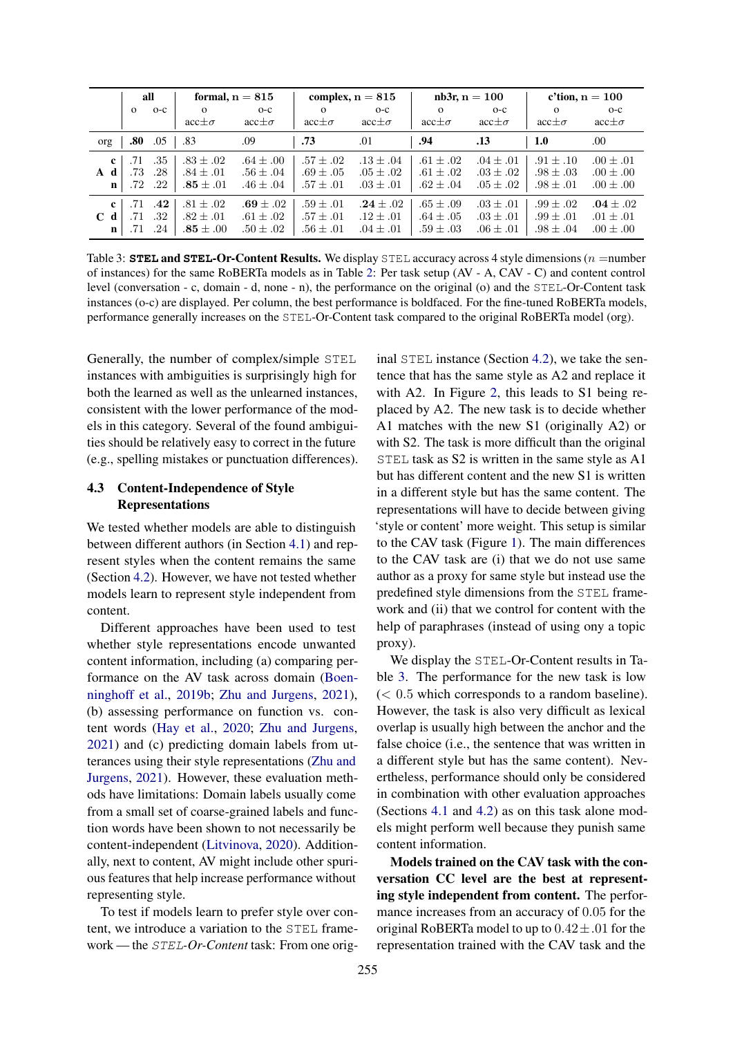| | | all | | formal, n = 815 | | complex, n = 815 | | nb3r, n = 100 | | c'tion, n = 100 | |
|---|---|---|---|---|---|---|---|---|---|---|---|
| | | o | o-c | o acc±σ | o-c acc±σ | o acc±σ | o-c acc±σ | o acc±σ | o-c acc±σ | o acc±σ | o-c acc±σ |
| org | | **.80** | .05 | .83 | .09 | **.73** | .01 | **.94** | **.13** | **1.0** | .00 |
| A | c | .71 | .35 | .83 ± .02 | .64 ± .00 | .57 ± .02 | .13 ± .04 | .61 ± .02 | .04 ± .01 | .91 ± .10 | .00 ± .01 |
| A | d | .73 | .28 | .84 ± .01 | .56 ± .04 | .69 ± .05 | .05 ± .02 | .61 ± .02 | .03 ± .02 | .98 ± .03 | .00 ± .00 |
| A | n | .72 | .22 | **.85** ± .01 | .46 ± .04 | .57 ± .01 | .03 ± .01 | .62 ± .04 | .05 ± .02 | .98 ± .01 | .00 ± .00 |
| C | c | .71 | **.42** | .81 ± .02 | **.69** ± .02 | .59 ± .01 | **.24** ± .02 | .65 ± .09 | .03 ± .01 | .99 ± .02 | **.04** ± .02 |
| C | d | .71 | .32 | .82 ± .01 | .61 ± .02 | .57 ± .01 | .12 ± .01 | .64 ± .05 | .03 ± .01 | .99 ± .01 | .01 ± .01 |
| C | n | .71 | .24 | **.85** ± .00 | .50 ± .02 | .56 ± .01 | .04 ± .01 | .59 ± .03 | .06 ± .01 | .98 ± .04 | .00 ± .00 |

Table 3: **STEL and STEL-Or-Content Results.** We display STEL accuracy across 4 style dimensions ($n$ =number of instances) for the same RoBERTa models as in Table 2: Per task setup (AV - A, CAV - C) and content control level (conversation - c, domain - d, none - n), the performance on the original (o) and the STEL-Or-Content task instances (o-c) are displayed. Per column, the best performance is boldfaced. For the fine-tuned RoBERTa models, performance generally increases on the STEL-Or-Content task compared to the original RoBERTa model (org).

Generally, the number of complex/simple STEL instances with ambiguities is surprisingly high for both the learned as well as the unlearned instances, consistent with the lower performance of the models in this category. Several of the found ambiguities should be relatively easy to correct in the future (e.g., spelling mistakes or punctuation differences).

### 4.3 Content-Independence of Style Representations

We tested whether models are able to distinguish between different authors (in Section 4.1) and represent styles when the content remains the same (Section 4.2). However, we have not tested whether models learn to represent style independent from content.

Different approaches have been used to test whether style representations encode unwanted content information, including (a) comparing performance on the AV task across domain (Boenninghoff et al., 2019b; Zhu and Jurgens, 2021), (b) assessing performance on function vs. content words (Hay et al., 2020; Zhu and Jurgens, 2021) and (c) predicting domain labels from utterances using their style representations (Zhu and Jurgens, 2021). However, these evaluation methods have limitations: Domain labels usually come from a small set of coarse-grained labels and function words have been shown to not necessarily be content-independent (Litvinova, 2020). Additionally, next to content, AV might include other spurious features that help increase performance without representing style.

To test if models learn to prefer style over content, we introduce a variation to the STEL framework — the *STEL-Or-Content* task: From one original STEL instance (Section 4.2), we take the sentence that has the same style as A2 and replace it with A2. In Figure 2, this leads to S1 being replaced by A2. The new task is to decide whether A1 matches with the new S1 (originally A2) or with S2. The task is more difficult than the original STEL task as S2 is written in the same style as A1 but has different content and the new S1 is written in a different style but has the same content. The representations will have to decide between giving 'style or content' more weight. This setup is similar to the CAV task (Figure 1). The main differences to the CAV task are (i) that we do not use same author as a proxy for same style but instead use the predefined style dimensions from the STEL framework and (ii) that we control for content with the help of paraphrases (instead of using ony a topic proxy).

We display the STEL-Or-Content results in Table 3. The performance for the new task is low ($< 0.5$ which corresponds to a random baseline). However, the task is also very difficult as lexical overlap is usually high between the anchor and the false choice (i.e., the sentence that was written in a different style but has the same content). Nevertheless, performance should only be considered in combination with other evaluation approaches (Sections 4.1 and 4.2) as on this task alone models might perform well because they punish same content information.

**Models trained on the CAV task with the conversation CC level are the best at representing style independent from content.** The performance increases from an accuracy of 0.05 for the original RoBERTa model to up to $0.42 \pm .01$ for the representation trained with the CAV task and the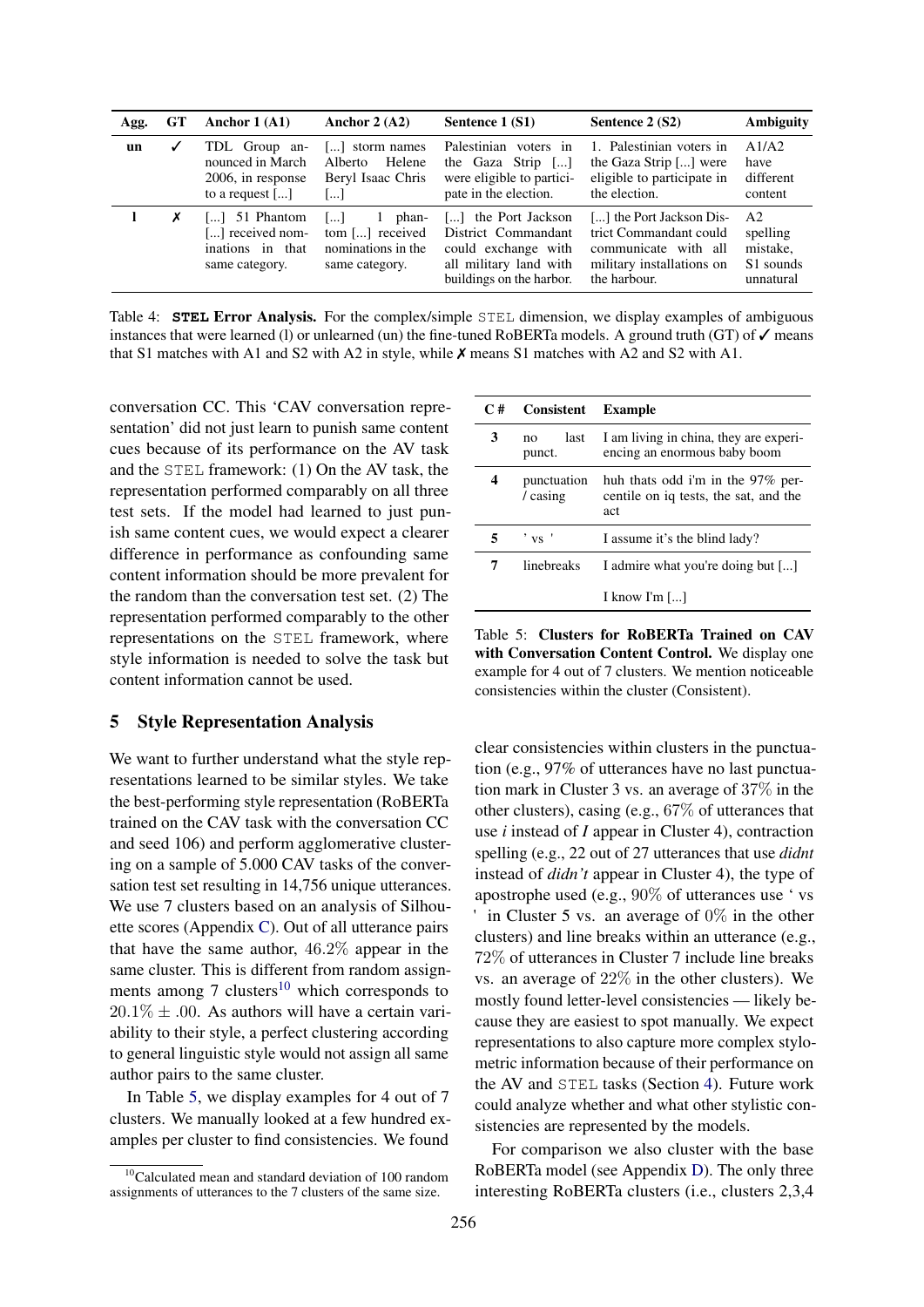| Agg. | GT | Anchor 1 (A1) | Anchor 2 (A2) | Sentence 1 (S1) | Sentence 2 (S2) | Ambiguity |
|---|---|---|---|---|---|---|
| **un** | ✓ | TDL Group announced in March 2006, in response to a request [...] | [...] storm names Alberto Helene Beryl Isaac Chris [...] | Palestinian voters in the Gaza Strip [...] were eligible to participate in the election. | 1. Palestinian voters in the Gaza Strip [...] were eligible to participate in the election. | A1/A2 have different content |
| **l** | ✗ | [...] 51 Phantom [...] received nominations in that same category. | [...] 1 phantom [...] received nominations in the same category. | [...] the Port Jackson District Commandant could exchange with all military land with buildings on the harbor. | [...] the Port Jackson District Commandant could communicate with all military installations on the harbour. | A2 spelling mistake, S1 sounds unnatural |

Table 4: **`STEL` Error Analysis.** For the complex/simple `STEL` dimension, we display examples of ambiguous instances that were learned (l) or unlearned (un) the fine-tuned RoBERTa models. A ground truth (GT) of ✓ means that S1 matches with A1 and S2 with A2 in style, while ✗ means S1 matches with A2 and S2 with A1.

conversation CC. This 'CAV conversation representation' did not just learn to punish same content cues because of its performance on the AV task and the `STEL` framework: (1) On the AV task, the representation performed comparably on all three test sets. If the model had learned to just punish same content cues, we would expect a clearer difference in performance as confounding same content information should be more prevalent for the random than the conversation test set. (2) The representation performed comparably to the other representations on the `STEL` framework, where style information is needed to solve the task but content information cannot be used.

## 5 Style Representation Analysis

We want to further understand what the style representations learned to be similar styles. We take the best-performing style representation (RoBERTa trained on the CAV task with the conversation CC and seed 106) and perform agglomerative clustering on a sample of 5.000 CAV tasks of the conversation test set resulting in 14,756 unique utterances. We use 7 clusters based on an analysis of Silhouette scores (Appendix C). Out of all utterance pairs that have the same author, $46.2\%$ appear in the same cluster. This is different from random assignments among 7 clusters[10] which corresponds to $20.1\% \pm .00$. As authors will have a certain variability to their style, a perfect clustering according to general linguistic style would not assign all same author pairs to the same cluster.

In Table 5, we display examples for 4 out of 7 clusters. We manually looked at a few hundred examples per cluster to find consistencies. We found

[10] Calculated mean and standard deviation of 100 random assignments of utterances to the 7 clusters of the same size.

| C # | Consistent | Example |
|---|---|---|
| **3** | no last punct. | I am living in china, they are experiencing an enormous baby boom |
| **4** | punctuation / casing | huh thats odd i'm in the 97% percentile on iq tests, the sat, and the act |
| **5** | ' vs ' | I assume it's the blind lady? |
| **7** | linebreaks | I admire what you're doing but [...]<br><br>I know I'm [...] |

Table 5: **Clusters for RoBERTa Trained on CAV with Conversation Content Control.** We display one example for 4 out of 7 clusters. We mention noticeable consistencies within the cluster (Consistent).

clear consistencies within clusters in the punctuation (e.g., 97% of utterances have no last punctuation mark in Cluster 3 vs. an average of $37\%$ in the other clusters), casing (e.g., $67\%$ of utterances that use *i* instead of *I* appear in Cluster 4), contraction spelling (e.g., 22 out of 27 utterances that use *didnt* instead of *didn't* appear in Cluster 4), the type of apostrophe used (e.g., $90\%$ of utterances use ' vs ' in Cluster 5 vs. an average of $0\%$ in the other clusters) and line breaks within an utterance (e.g., $72\%$ of utterances in Cluster 7 include line breaks vs. an average of $22\%$ in the other clusters). We mostly found letter-level consistencies — likely because they are easiest to spot manually. We expect representations to also capture more complex stylometric information because of their performance on the AV and `STEL` tasks (Section 4). Future work could analyze whether and what other stylistic consistencies are represented by the models.

For comparison we also cluster with the base RoBERTa model (see Appendix D). The only three interesting RoBERTa clusters (i.e., clusters 2,3,4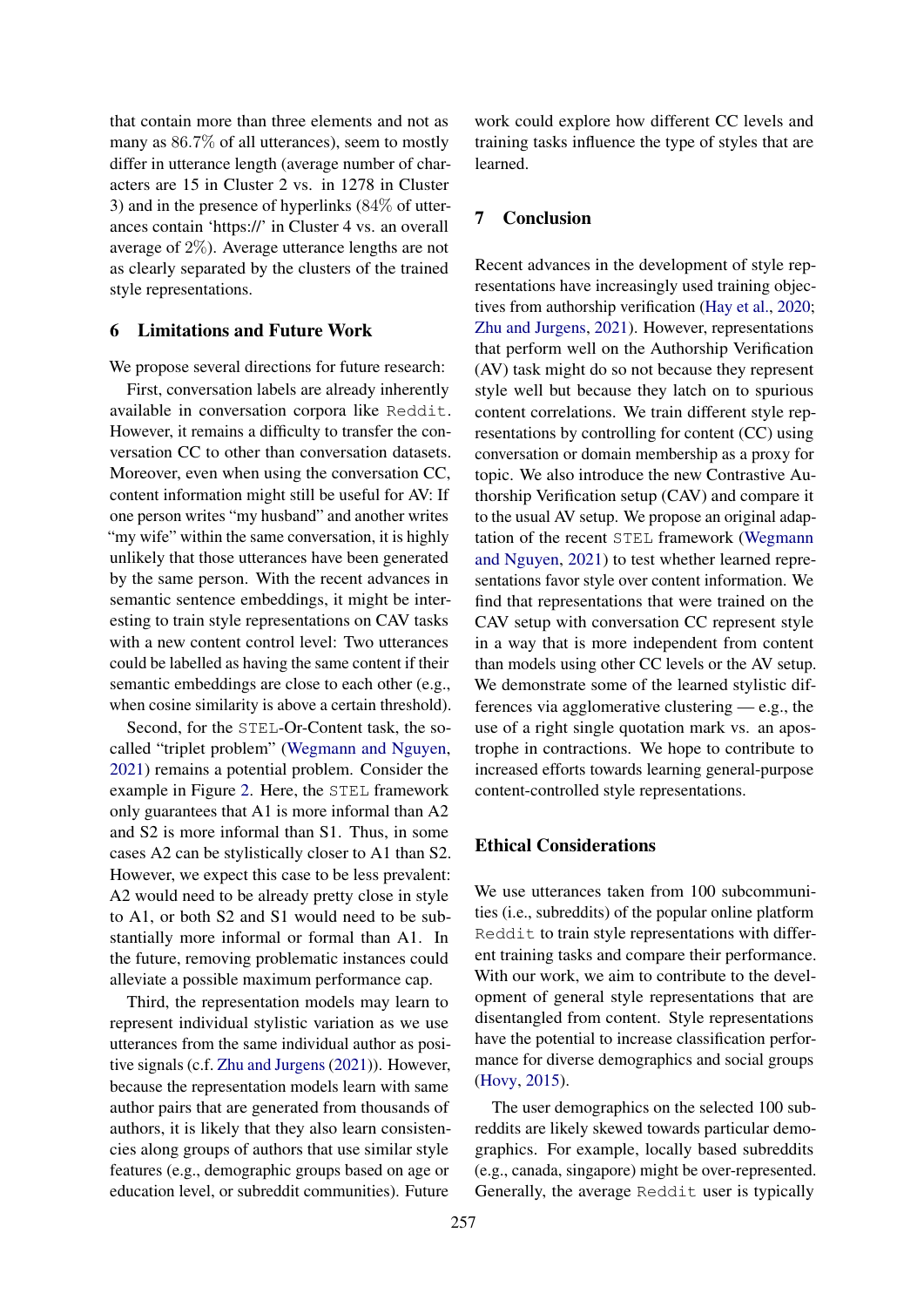that contain more than three elements and not as many as 86.7% of all utterances), seem to mostly differ in utterance length (average number of characters are 15 in Cluster 2 vs. in 1278 in Cluster 3) and in the presence of hyperlinks (84% of utterances contain 'https://' in Cluster 4 vs. an overall average of 2%). Average utterance lengths are not as clearly separated by the clusters of the trained style representations.

## 6 Limitations and Future Work

We propose several directions for future research:

First, conversation labels are already inherently available in conversation corpora like Reddit. However, it remains a difficulty to transfer the conversation CC to other than conversation datasets. Moreover, even when using the conversation CC, content information might still be useful for AV: If one person writes "my husband" and another writes "my wife" within the same conversation, it is highly unlikely that those utterances have been generated by the same person. With the recent advances in semantic sentence embeddings, it might be interesting to train style representations on CAV tasks with a new content control level: Two utterances could be labelled as having the same content if their semantic embeddings are close to each other (e.g., when cosine similarity is above a certain threshold).

Second, for the STEL-Or-Content task, the so-called "triplet problem" (Wegmann and Nguyen, 2021) remains a potential problem. Consider the example in Figure 2. Here, the STEL framework only guarantees that A1 is more informal than A2 and S2 is more informal than S1. Thus, in some cases A2 can be stylistically closer to A1 than S2. However, we expect this case to be less prevalent: A2 would need to be already pretty close in style to A1, or both S2 and S1 would need to be substantially more informal or formal than A1. In the future, removing problematic instances could alleviate a possible maximum performance cap.

Third, the representation models may learn to represent individual stylistic variation as we use utterances from the same individual author as positive signals (c.f. Zhu and Jurgens (2021)). However, because the representation models learn with same author pairs that are generated from thousands of authors, it is likely that they also learn consistencies along groups of authors that use similar style features (e.g., demographic groups based on age or education level, or subreddit communities). Future work could explore how different CC levels and training tasks influence the type of styles that are learned.

## 7 Conclusion

Recent advances in the development of style representations have increasingly used training objectives from authorship verification (Hay et al., 2020; Zhu and Jurgens, 2021). However, representations that perform well on the Authorship Verification (AV) task might do so not because they represent style well but because they latch on to spurious content correlations. We train different style representations by controlling for content (CC) using conversation or domain membership as a proxy for topic. We also introduce the new Contrastive Authorship Verification setup (CAV) and compare it to the usual AV setup. We propose an original adaptation of the recent STEL framework (Wegmann and Nguyen, 2021) to test whether learned representations favor style over content information. We find that representations that were trained on the CAV setup with conversation CC represent style in a way that is more independent from content than models using other CC levels or the AV setup. We demonstrate some of the learned stylistic differences via agglomerative clustering — e.g., the use of a right single quotation mark vs. an apostrophe in contractions. We hope to contribute to increased efforts towards learning general-purpose content-controlled style representations.

## Ethical Considerations

We use utterances taken from 100 subcommunities (i.e., subreddits) of the popular online platform Reddit to train style representations with different training tasks and compare their performance. With our work, we aim to contribute to the development of general style representations that are disentangled from content. Style representations have the potential to increase classification performance for diverse demographics and social groups (Hovy, 2015).

The user demographics on the selected 100 subreddits are likely skewed towards particular demographics. For example, locally based subreddits (e.g., canada, singapore) might be over-represented. Generally, the average Reddit user is typically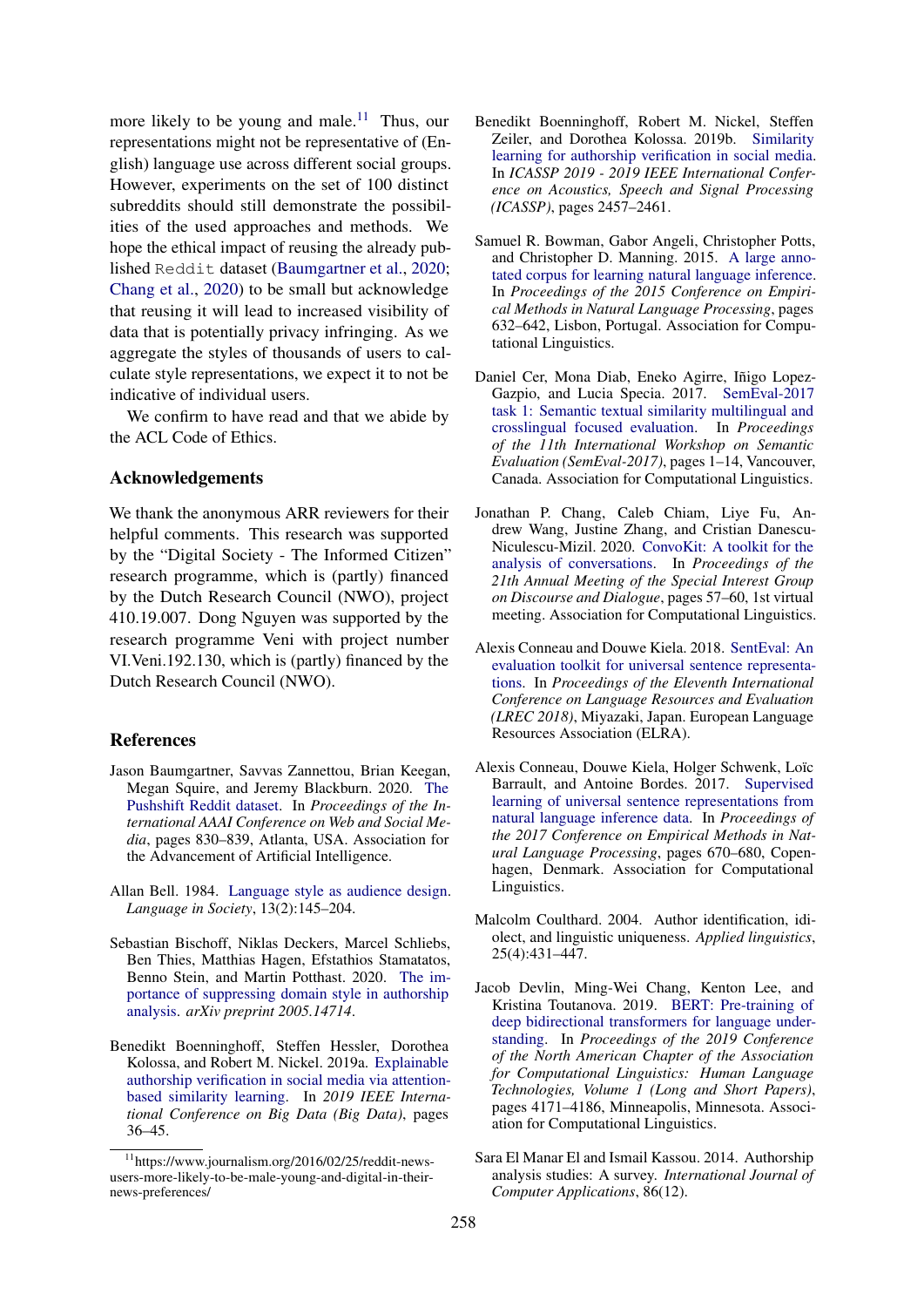more likely to be young and male.[11] Thus, our representations might not be representative of (English) language use across different social groups. However, experiments on the set of 100 distinct subreddits should still demonstrate the possibilities of the used approaches and methods. We hope the ethical impact of reusing the already published Reddit dataset (Baumgartner et al., 2020; Chang et al., 2020) to be small but acknowledge that reusing it will lead to increased visibility of data that is potentially privacy infringing. As we aggregate the styles of thousands of users to calculate style representations, we expect it to not be indicative of individual users.

We confirm to have read and that we abide by the ACL Code of Ethics.

## Acknowledgements

We thank the anonymous ARR reviewers for their helpful comments. This research was supported by the "Digital Society - The Informed Citizen" research programme, which is (partly) financed by the Dutch Research Council (NWO), project 410.19.007. Dong Nguyen was supported by the research programme Veni with project number VI.Veni.192.130, which is (partly) financed by the Dutch Research Council (NWO).

## References

Jason Baumgartner, Savvas Zannettou, Brian Keegan, Megan Squire, and Jeremy Blackburn. 2020. The Pushshift Reddit dataset. In *Proceedings of the International AAAI Conference on Web and Social Media*, pages 830–839, Atlanta, USA. Association for the Advancement of Artificial Intelligence.

Allan Bell. 1984. Language style as audience design. *Language in Society*, 13(2):145–204.

Sebastian Bischoff, Niklas Deckers, Marcel Schliebs, Ben Thies, Matthias Hagen, Efstathios Stamatatos, Benno Stein, and Martin Potthast. 2020. The importance of suppressing domain style in authorship analysis. *arXiv preprint 2005.14714*.

Benedikt Boenninghoff, Steffen Hessler, Dorothea Kolossa, and Robert M. Nickel. 2019a. Explainable authorship verification in social media via attention-based similarity learning. In *2019 IEEE International Conference on Big Data (Big Data)*, pages 36–45.

Benedikt Boenninghoff, Robert M. Nickel, Steffen Zeiler, and Dorothea Kolossa. 2019b. Similarity learning for authorship verification in social media. In *ICASSP 2019 - 2019 IEEE International Conference on Acoustics, Speech and Signal Processing (ICASSP)*, pages 2457–2461.

Samuel R. Bowman, Gabor Angeli, Christopher Potts, and Christopher D. Manning. 2015. A large annotated corpus for learning natural language inference. In *Proceedings of the 2015 Conference on Empirical Methods in Natural Language Processing*, pages 632–642, Lisbon, Portugal. Association for Computational Linguistics.

Daniel Cer, Mona Diab, Eneko Agirre, Iñigo Lopez-Gazpio, and Lucia Specia. 2017. SemEval-2017 task 1: Semantic textual similarity multilingual and crosslingual focused evaluation. In *Proceedings of the 11th International Workshop on Semantic Evaluation (SemEval-2017)*, pages 1–14, Vancouver, Canada. Association for Computational Linguistics.

Jonathan P. Chang, Caleb Chiam, Liye Fu, Andrew Wang, Justine Zhang, and Cristian Danescu-Niculescu-Mizil. 2020. ConvoKit: A toolkit for the analysis of conversations. In *Proceedings of the 21th Annual Meeting of the Special Interest Group on Discourse and Dialogue*, pages 57–60, 1st virtual meeting. Association for Computational Linguistics.

Alexis Conneau and Douwe Kiela. 2018. SentEval: An evaluation toolkit for universal sentence representations. In *Proceedings of the Eleventh International Conference on Language Resources and Evaluation (LREC 2018)*, Miyazaki, Japan. European Language Resources Association (ELRA).

Alexis Conneau, Douwe Kiela, Holger Schwenk, Loïc Barrault, and Antoine Bordes. 2017. Supervised learning of universal sentence representations from natural language inference data. In *Proceedings of the 2017 Conference on Empirical Methods in Natural Language Processing*, pages 670–680, Copenhagen, Denmark. Association for Computational Linguistics.

Malcolm Coulthard. 2004. Author identification, idiolect, and linguistic uniqueness. *Applied linguistics*, 25(4):431–447.

Jacob Devlin, Ming-Wei Chang, Kenton Lee, and Kristina Toutanova. 2019. BERT: Pre-training of deep bidirectional transformers for language understanding. In *Proceedings of the 2019 Conference of the North American Chapter of the Association for Computational Linguistics: Human Language Technologies, Volume 1 (Long and Short Papers)*, pages 4171–4186, Minneapolis, Minnesota. Association for Computational Linguistics.

Sara El Manar El and Ismail Kassou. 2014. Authorship analysis studies: A survey. *International Journal of Computer Applications*, 86(12).

[11] https://www.journalism.org/2016/02/25/reddit-news-users-more-likely-to-be-male-young-and-digital-in-their-news-preferences/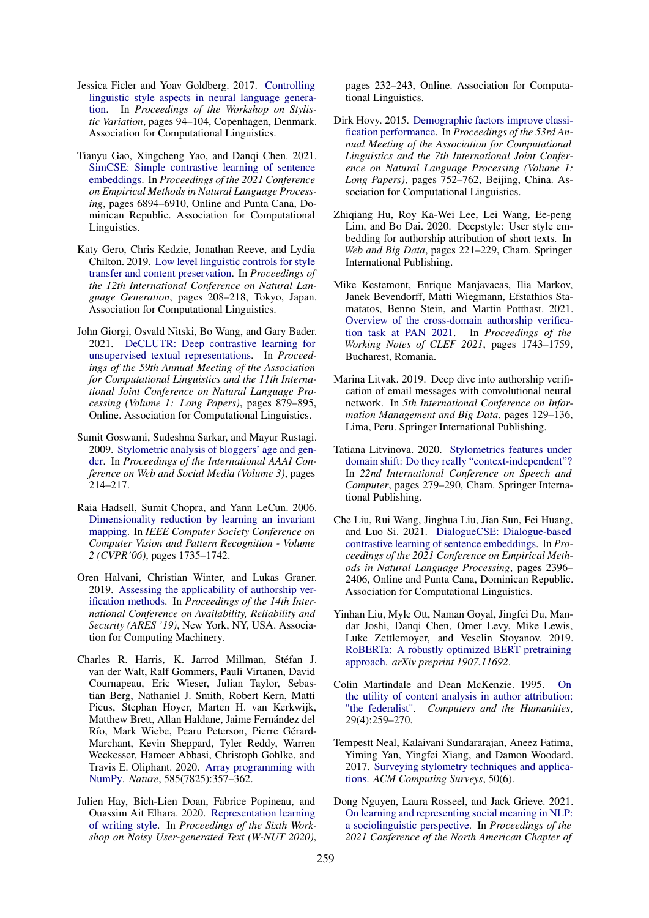Jessica Ficler and Yoav Goldberg. 2017. Controlling linguistic style aspects in neural language generation. In *Proceedings of the Workshop on Stylistic Variation*, pages 94–104, Copenhagen, Denmark. Association for Computational Linguistics.

Tianyu Gao, Xingcheng Yao, and Danqi Chen. 2021. SimCSE: Simple contrastive learning of sentence embeddings. In *Proceedings of the 2021 Conference on Empirical Methods in Natural Language Processing*, pages 6894–6910, Online and Punta Cana, Dominican Republic. Association for Computational Linguistics.

Katy Gero, Chris Kedzie, Jonathan Reeve, and Lydia Chilton. 2019. Low level linguistic controls for style transfer and content preservation. In *Proceedings of the 12th International Conference on Natural Language Generation*, pages 208–218, Tokyo, Japan. Association for Computational Linguistics.

John Giorgi, Osvald Nitski, Bo Wang, and Gary Bader. 2021. DeCLUTR: Deep contrastive learning for unsupervised textual representations. In *Proceedings of the 59th Annual Meeting of the Association for Computational Linguistics and the 11th International Joint Conference on Natural Language Processing (Volume 1: Long Papers)*, pages 879–895, Online. Association for Computational Linguistics.

Sumit Goswami, Sudeshna Sarkar, and Mayur Rustagi. 2009. Stylometric analysis of bloggers' age and gender. In *Proceedings of the International AAAI Conference on Web and Social Media (Volume 3)*, pages 214–217.

Raia Hadsell, Sumit Chopra, and Yann LeCun. 2006. Dimensionality reduction by learning an invariant mapping. In *IEEE Computer Society Conference on Computer Vision and Pattern Recognition - Volume 2 (CVPR'06)*, pages 1735–1742.

Oren Halvani, Christian Winter, and Lukas Graner. 2019. Assessing the applicability of authorship verification methods. In *Proceedings of the 14th International Conference on Availability, Reliability and Security (ARES '19)*, New York, NY, USA. Association for Computing Machinery.

Charles R. Harris, K. Jarrod Millman, Stéfan J. van der Walt, Ralf Gommers, Pauli Virtanen, David Cournapeau, Eric Wieser, Julian Taylor, Sebastian Berg, Nathaniel J. Smith, Robert Kern, Matti Picus, Stephan Hoyer, Marten H. van Kerkwijk, Matthew Brett, Allan Haldane, Jaime Fernández del Río, Mark Wiebe, Pearu Peterson, Pierre Gérard-Marchant, Kevin Sheppard, Tyler Reddy, Warren Weckesser, Hameer Abbasi, Christoph Gohlke, and Travis E. Oliphant. 2020. Array programming with NumPy. *Nature*, 585(7825):357–362.

Julien Hay, Bich-Lien Doan, Fabrice Popineau, and Ouassim Ait Elhara. 2020. Representation learning of writing style. In *Proceedings of the Sixth Workshop on Noisy User-generated Text (W-NUT 2020)*, pages 232–243, Online. Association for Computational Linguistics.

Dirk Hovy. 2015. Demographic factors improve classification performance. In *Proceedings of the 53rd Annual Meeting of the Association for Computational Linguistics and the 7th International Joint Conference on Natural Language Processing (Volume 1: Long Papers)*, pages 752–762, Beijing, China. Association for Computational Linguistics.

Zhiqiang Hu, Roy Ka-Wei Lee, Lei Wang, Ee-peng Lim, and Bo Dai. 2020. Deepstyle: User style embedding for authorship attribution of short texts. In *Web and Big Data*, pages 221–229, Cham. Springer International Publishing.

Mike Kestemont, Enrique Manjavacas, Ilia Markov, Janek Bevendorff, Matti Wiegmann, Efstathios Stamatatos, Benno Stein, and Martin Potthast. 2021. Overview of the cross-domain authorship verification task at PAN 2021. In *Proceedings of the Working Notes of CLEF 2021*, pages 1743–1759, Bucharest, Romania.

Marina Litvak. 2019. Deep dive into authorship verification of email messages with convolutional neural network. In *5th International Conference on Information Management and Big Data*, pages 129–136, Lima, Peru. Springer International Publishing.

Tatiana Litvinova. 2020. Stylometrics features under domain shift: Do they really "context-independent"? In *22nd International Conference on Speech and Computer*, pages 279–290, Cham. Springer International Publishing.

Che Liu, Rui Wang, Jinghua Liu, Jian Sun, Fei Huang, and Luo Si. 2021. DialogueCSE: Dialogue-based contrastive learning of sentence embeddings. In *Proceedings of the 2021 Conference on Empirical Methods in Natural Language Processing*, pages 2396–2406, Online and Punta Cana, Dominican Republic. Association for Computational Linguistics.

Yinhan Liu, Myle Ott, Naman Goyal, Jingfei Du, Mandar Joshi, Danqi Chen, Omer Levy, Mike Lewis, Luke Zettlemoyer, and Veselin Stoyanov. 2019. RoBERTa: A robustly optimized BERT pretraining approach. *arXiv preprint 1907.11692*.

Colin Martindale and Dean McKenzie. 1995. On the utility of content analysis in author attribution: "the federalist". *Computers and the Humanities*, 29(4):259–270.

Tempestt Neal, Kalaivani Sundararajan, Aneez Fatima, Yiming Yan, Yingfei Xiang, and Damon Woodard. 2017. Surveying stylometry techniques and applications. *ACM Computing Surveys*, 50(6).

Dong Nguyen, Laura Rosseel, and Jack Grieve. 2021. On learning and representing social meaning in NLP: a sociolinguistic perspective. In *Proceedings of the 2021 Conference of the North American Chapter of*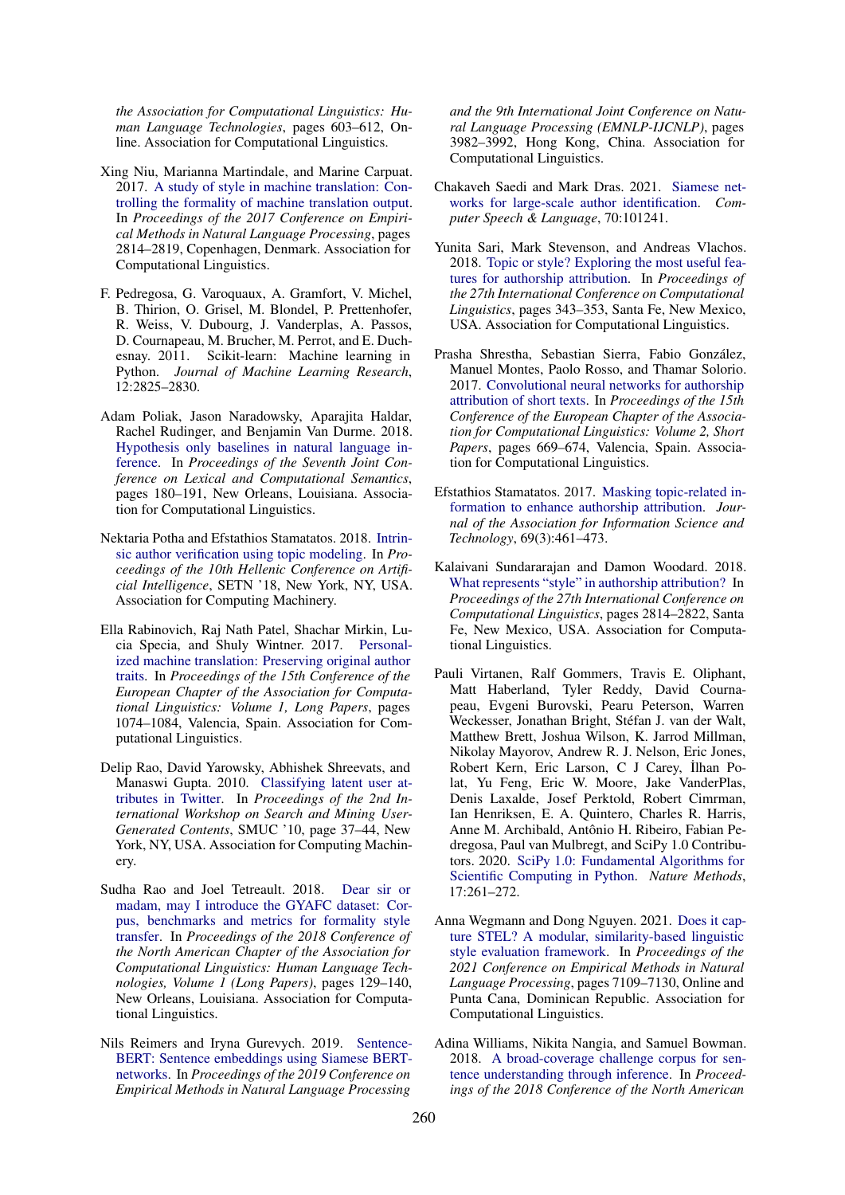the Association for Computational Linguistics: Human Language Technologies, pages 603–612, Online. Association for Computational Linguistics.

Xing Niu, Marianna Martindale, and Marine Carpuat. 2017. A study of style in machine translation: Controlling the formality of machine translation output. In *Proceedings of the 2017 Conference on Empirical Methods in Natural Language Processing*, pages 2814–2819, Copenhagen, Denmark. Association for Computational Linguistics.

F. Pedregosa, G. Varoquaux, A. Gramfort, V. Michel, B. Thirion, O. Grisel, M. Blondel, P. Prettenhofer, R. Weiss, V. Dubourg, J. Vanderplas, A. Passos, D. Cournapeau, M. Brucher, M. Perrot, and E. Duchesnay. 2011. Scikit-learn: Machine learning in Python. *Journal of Machine Learning Research*, 12:2825–2830.

Adam Poliak, Jason Naradowsky, Aparajita Haldar, Rachel Rudinger, and Benjamin Van Durme. 2018. Hypothesis only baselines in natural language inference. In *Proceedings of the Seventh Joint Conference on Lexical and Computational Semantics*, pages 180–191, New Orleans, Louisiana. Association for Computational Linguistics.

Nektaria Potha and Efstathios Stamatatos. 2018. Intrinsic author verification using topic modeling. In *Proceedings of the 10th Hellenic Conference on Artificial Intelligence*, SETN '18, New York, NY, USA. Association for Computing Machinery.

Ella Rabinovich, Raj Nath Patel, Shachar Mirkin, Lucia Specia, and Shuly Wintner. 2017. Personalized machine translation: Preserving original author traits. In *Proceedings of the 15th Conference of the European Chapter of the Association for Computational Linguistics: Volume 1, Long Papers*, pages 1074–1084, Valencia, Spain. Association for Computational Linguistics.

Delip Rao, David Yarowsky, Abhishek Shreevats, and Manaswi Gupta. 2010. Classifying latent user attributes in Twitter. In *Proceedings of the 2nd International Workshop on Search and Mining User-Generated Contents*, SMUC '10, page 37–44, New York, NY, USA. Association for Computing Machinery.

Sudha Rao and Joel Tetreault. 2018. Dear sir or madam, may I introduce the GYAFC dataset: Corpus, benchmarks and metrics for formality style transfer. In *Proceedings of the 2018 Conference of the North American Chapter of the Association for Computational Linguistics: Human Language Technologies, Volume 1 (Long Papers)*, pages 129–140, New Orleans, Louisiana. Association for Computational Linguistics.

Nils Reimers and Iryna Gurevych. 2019. Sentence-BERT: Sentence embeddings using Siamese BERT-networks. In *Proceedings of the 2019 Conference on Empirical Methods in Natural Language Processing and the 9th International Joint Conference on Natural Language Processing (EMNLP-IJCNLP)*, pages 3982–3992, Hong Kong, China. Association for Computational Linguistics.

Chakaveh Saedi and Mark Dras. 2021. Siamese networks for large-scale author identification. *Computer Speech & Language*, 70:101241.

Yunita Sari, Mark Stevenson, and Andreas Vlachos. 2018. Topic or style? Exploring the most useful features for authorship attribution. In *Proceedings of the 27th International Conference on Computational Linguistics*, pages 343–353, Santa Fe, New Mexico, USA. Association for Computational Linguistics.

Prasha Shrestha, Sebastian Sierra, Fabio González, Manuel Montes, Paolo Rosso, and Thamar Solorio. 2017. Convolutional neural networks for authorship attribution of short texts. In *Proceedings of the 15th Conference of the European Chapter of the Association for Computational Linguistics: Volume 2, Short Papers*, pages 669–674, Valencia, Spain. Association for Computational Linguistics.

Efstathios Stamatatos. 2017. Masking topic-related information to enhance authorship attribution. *Journal of the Association for Information Science and Technology*, 69(3):461–473.

Kalaivani Sundararajan and Damon Woodard. 2018. What represents "style" in authorship attribution? In *Proceedings of the 27th International Conference on Computational Linguistics*, pages 2814–2822, Santa Fe, New Mexico, USA. Association for Computational Linguistics.

Pauli Virtanen, Ralf Gommers, Travis E. Oliphant, Matt Haberland, Tyler Reddy, David Cournapeau, Evgeni Burovski, Pearu Peterson, Warren Weckesser, Jonathan Bright, Stéfan J. van der Walt, Matthew Brett, Joshua Wilson, K. Jarrod Millman, Nikolay Mayorov, Andrew R. J. Nelson, Eric Jones, Robert Kern, Eric Larson, C J Carey, İlhan Polat, Yu Feng, Eric W. Moore, Jake VanderPlas, Denis Laxalde, Josef Perktold, Robert Cimrman, Ian Henriksen, E. A. Quintero, Charles R. Harris, Anne M. Archibald, Antônio H. Ribeiro, Fabian Pedregosa, Paul van Mulbregt, and SciPy 1.0 Contributors. 2020. SciPy 1.0: Fundamental Algorithms for Scientific Computing in Python. *Nature Methods*, 17:261–272.

Anna Wegmann and Dong Nguyen. 2021. Does it capture STEL? A modular, similarity-based linguistic style evaluation framework. In *Proceedings of the 2021 Conference on Empirical Methods in Natural Language Processing*, pages 7109–7130, Online and Punta Cana, Dominican Republic. Association for Computational Linguistics.

Adina Williams, Nikita Nangia, and Samuel Bowman. 2018. A broad-coverage challenge corpus for sentence understanding through inference. In *Proceedings of the 2018 Conference of the North American*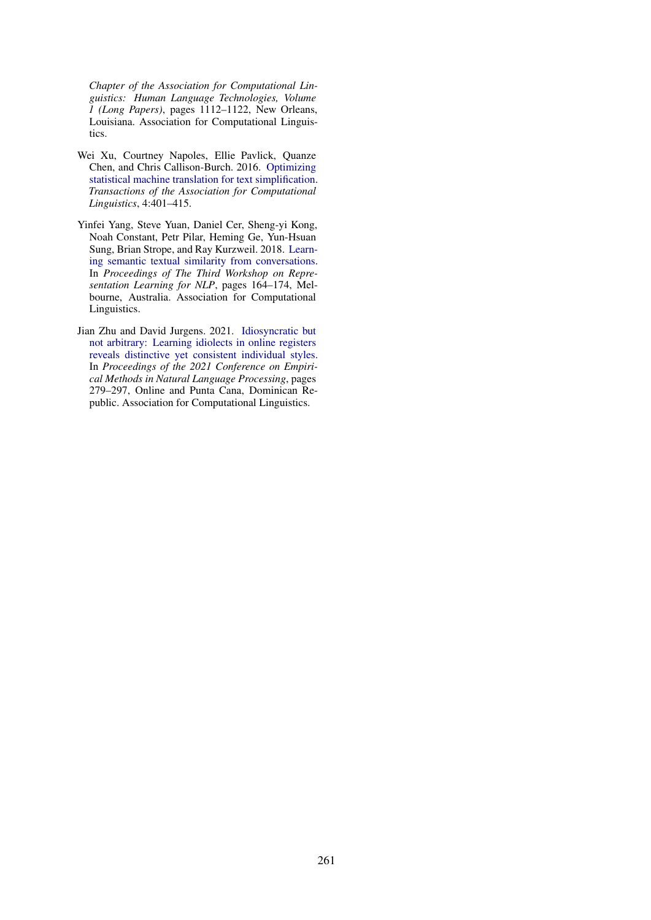*Chapter of the Association for Computational Linguistics: Human Language Technologies, Volume 1 (Long Papers)*, pages 1112–1122, New Orleans, Louisiana. Association for Computational Linguistics.

Wei Xu, Courtney Napoles, Ellie Pavlick, Quanze Chen, and Chris Callison-Burch. 2016. Optimizing statistical machine translation for text simplification. *Transactions of the Association for Computational Linguistics*, 4:401–415.

Yinfei Yang, Steve Yuan, Daniel Cer, Sheng-yi Kong, Noah Constant, Petr Pilar, Heming Ge, Yun-Hsuan Sung, Brian Strope, and Ray Kurzweil. 2018. Learning semantic textual similarity from conversations. In *Proceedings of The Third Workshop on Representation Learning for NLP*, pages 164–174, Melbourne, Australia. Association for Computational Linguistics.

Jian Zhu and David Jurgens. 2021. Idiosyncratic but not arbitrary: Learning idiolects in online registers reveals distinctive yet consistent individual styles. In *Proceedings of the 2021 Conference on Empirical Methods in Natural Language Processing*, pages 279–297, Online and Punta Cana, Dominican Republic. Association for Computational Linguistics.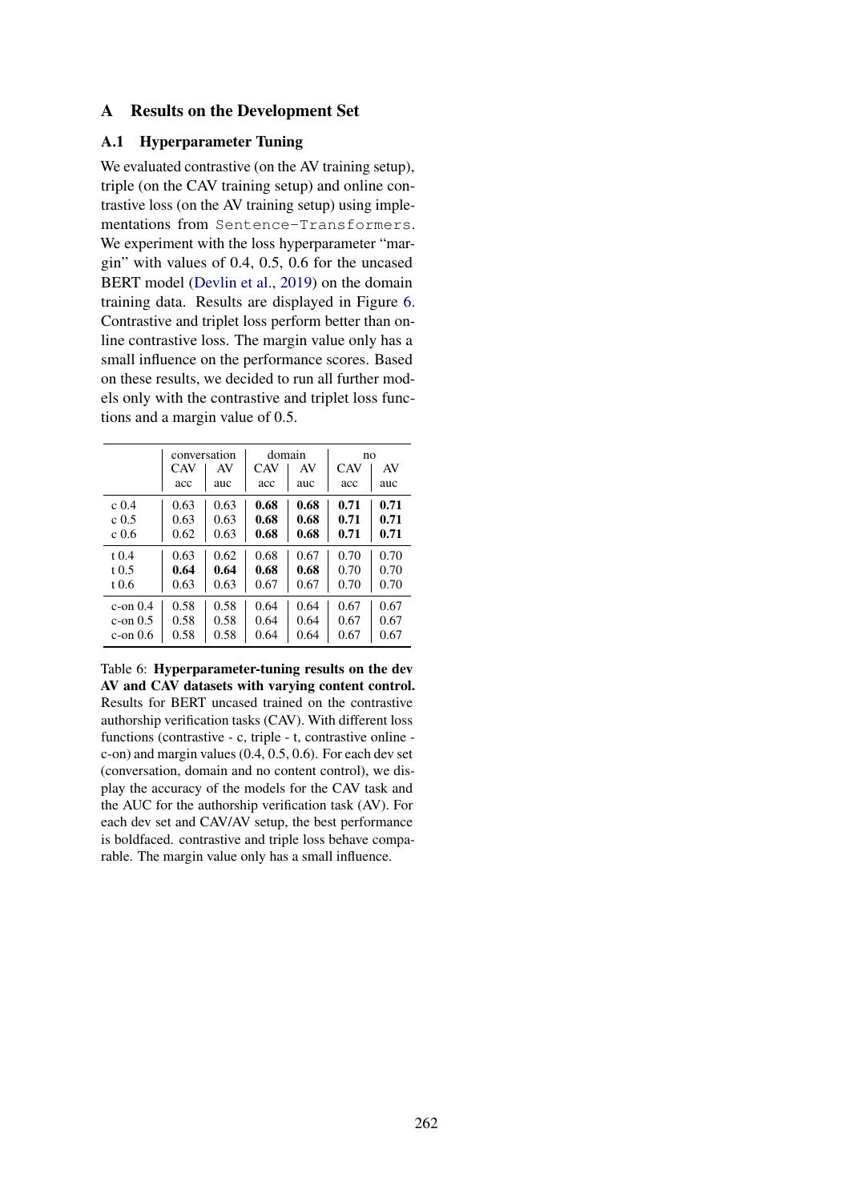## A Results on the Development Set

### A.1 Hyperparameter Tuning

We evaluated contrastive (on the AV training setup), triple (on the CAV training setup) and online contrastive loss (on the AV training setup) using implementations from `Sentence-Transformers`. We experiment with the loss hyperparameter "margin" with values of 0.4, 0.5, 0.6 for the uncased BERT model (Devlin et al., 2019) on the domain training data. Results are displayed in Figure 6. Contrastive and triplet loss perform better than online contrastive loss. The margin value only has a small influence on the performance scores. Based on these results, we decided to run all further models only with the contrastive and triplet loss functions and a margin value of 0.5.

| | conversation | | domain | | no | |
|---|---|---|---|---|---|---|
| | CAV acc | AV auc | CAV acc | AV auc | CAV acc | AV auc |
| c 0.4 | 0.63 | 0.63 | **0.68** | **0.68** | **0.71** | **0.71** |
| c 0.5 | 0.63 | 0.63 | **0.68** | **0.68** | **0.71** | **0.71** |
| c 0.6 | 0.62 | 0.63 | **0.68** | **0.68** | **0.71** | **0.71** |
| t 0.4 | 0.63 | 0.62 | 0.68 | 0.67 | 0.70 | 0.70 |
| t 0.5 | **0.64** | **0.64** | **0.68** | **0.68** | 0.70 | 0.70 |
| t 0.6 | 0.63 | 0.63 | 0.67 | 0.67 | 0.70 | 0.70 |
| c-on 0.4 | 0.58 | 0.58 | 0.64 | 0.64 | 0.67 | 0.67 |
| c-on 0.5 | 0.58 | 0.58 | 0.64 | 0.64 | 0.67 | 0.67 |
| c-on 0.6 | 0.58 | 0.58 | 0.64 | 0.64 | 0.67 | 0.67 |

Table 6: **Hyperparameter-tuning results on the dev AV and CAV datasets with varying content control.** Results for BERT uncased trained on the contrastive authorship verification tasks (CAV). With different loss functions (contrastive - c, triple - t, contrastive online - c-on) and margin values (0.4, 0.5, 0.6). For each dev set (conversation, domain and no content control), we display the accuracy of the models for the CAV task and the AUC for the authorship verification task (AV). For each dev set and CAV/AV setup, the best performance is boldfaced. contrastive and triple loss behave comparable. The margin value only has a small influence.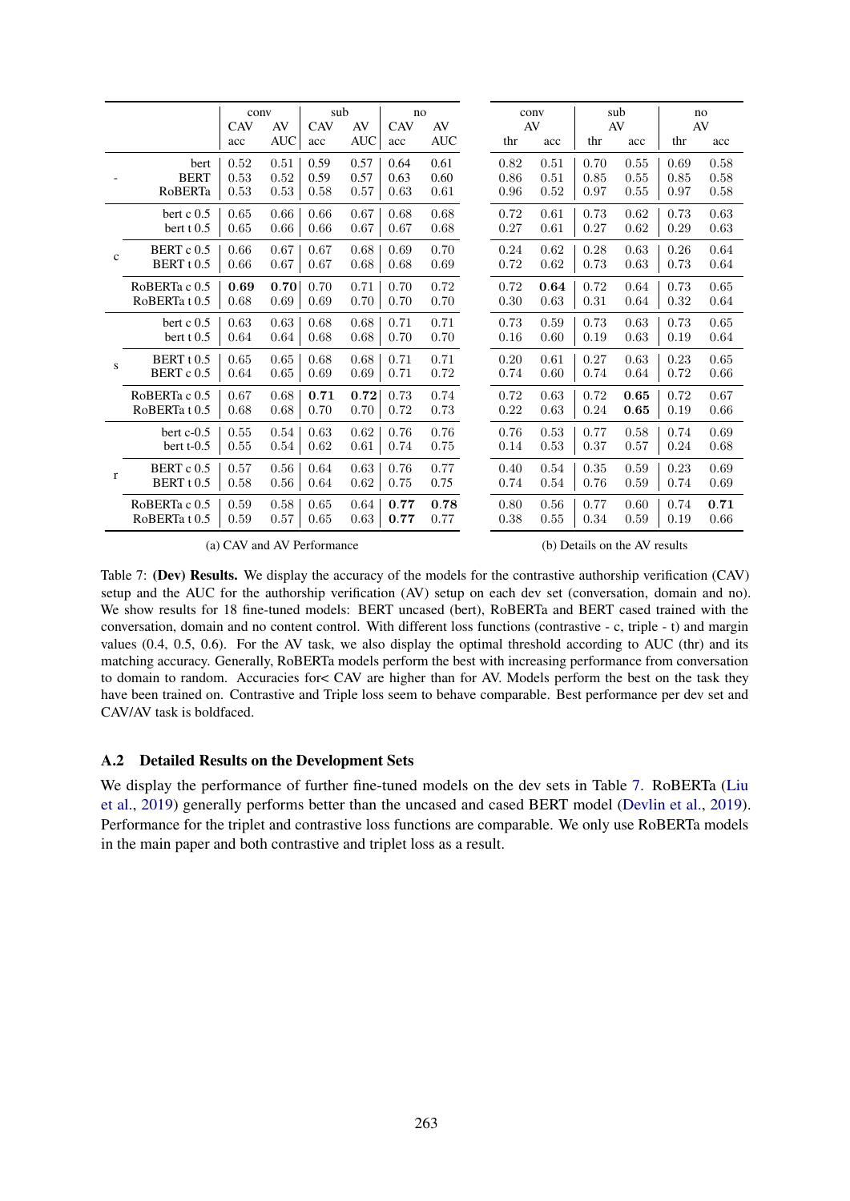| | | conv | | sub | | no | |
|---|---|---|---|---|---|---|---|
| | | CAV | AV | CAV | AV | CAV | AV |
| | | acc | AUC | acc | AUC | acc | AUC |
| - | bert | 0.52 | 0.51 | 0.59 | 0.57 | 0.64 | 0.61 |
| | BERT | 0.53 | 0.52 | 0.59 | 0.57 | 0.63 | 0.60 |
| | RoBERTa | 0.53 | 0.53 | 0.58 | 0.57 | 0.63 | 0.61 |
| c | bert c 0.5 | 0.65 | 0.66 | 0.66 | 0.67 | 0.68 | 0.68 |
| | bert t 0.5 | 0.65 | 0.66 | 0.66 | 0.67 | 0.67 | 0.68 |
| | BERT c 0.5 | 0.66 | 0.67 | 0.67 | 0.68 | 0.69 | 0.70 |
| | BERT t 0.5 | 0.66 | 0.67 | 0.67 | 0.68 | 0.68 | 0.69 |
| | RoBERTa c 0.5 | **0.69** | **0.70** | 0.70 | 0.71 | 0.70 | 0.72 |
| | RoBERTa t 0.5 | 0.68 | 0.69 | 0.69 | 0.70 | 0.70 | 0.70 |
| s | bert c 0.5 | 0.63 | 0.63 | 0.68 | 0.68 | 0.71 | 0.71 |
| | bert t 0.5 | 0.64 | 0.64 | 0.68 | 0.68 | 0.70 | 0.70 |
| | BERT t 0.5 | 0.65 | 0.65 | 0.68 | 0.68 | 0.71 | 0.71 |
| | BERT c 0.5 | 0.64 | 0.65 | 0.69 | 0.69 | 0.71 | 0.72 |
| | RoBERTa c 0.5 | 0.67 | 0.68 | **0.71** | **0.72** | 0.73 | 0.74 |
| | RoBERTa t 0.5 | 0.68 | 0.68 | 0.70 | 0.70 | 0.72 | 0.73 |
| r | bert c-0.5 | 0.55 | 0.54 | 0.63 | 0.62 | 0.76 | 0.76 |
| | bert t-0.5 | 0.55 | 0.54 | 0.62 | 0.61 | 0.74 | 0.75 |
| | BERT c 0.5 | 0.57 | 0.56 | 0.64 | 0.63 | 0.76 | 0.77 |
| | BERT t 0.5 | 0.58 | 0.56 | 0.64 | 0.62 | 0.75 | 0.75 |
| | RoBERTa c 0.5 | 0.59 | 0.58 | 0.65 | 0.64 | **0.77** | **0.78** |
| | RoBERTa t 0.5 | 0.59 | 0.57 | 0.65 | 0.63 | **0.77** | 0.77 |

(a) CAV and AV Performance

| conv | | sub | | no | |
|---|---|---|---|---|---|
| AV | | AV | | AV | |
| thr | acc | thr | acc | thr | acc |
| 0.82 | 0.51 | 0.70 | 0.55 | 0.69 | 0.58 |
| 0.86 | 0.51 | 0.85 | 0.55 | 0.85 | 0.58 |
| 0.96 | 0.52 | 0.97 | 0.55 | 0.97 | 0.58 |
| 0.72 | 0.61 | 0.73 | 0.62 | 0.73 | 0.63 |
| 0.27 | 0.61 | 0.27 | 0.62 | 0.29 | 0.63 |
| 0.24 | 0.62 | 0.28 | 0.63 | 0.26 | 0.64 |
| 0.72 | 0.62 | 0.73 | 0.63 | 0.73 | 0.64 |
| 0.72 | **0.64** | 0.72 | 0.64 | 0.73 | 0.65 |
| 0.30 | 0.63 | 0.31 | 0.64 | 0.32 | 0.64 |
| 0.73 | 0.59 | 0.73 | 0.63 | 0.73 | 0.65 |
| 0.16 | 0.60 | 0.19 | 0.63 | 0.19 | 0.64 |
| 0.20 | 0.61 | 0.27 | 0.63 | 0.23 | 0.65 |
| 0.74 | 0.60 | 0.74 | 0.64 | 0.72 | 0.66 |
| 0.72 | 0.63 | 0.72 | **0.65** | 0.72 | 0.67 |
| 0.22 | 0.63 | 0.24 | **0.65** | 0.19 | 0.66 |
| 0.76 | 0.53 | 0.77 | 0.58 | 0.74 | 0.69 |
| 0.14 | 0.53 | 0.37 | 0.57 | 0.24 | 0.68 |
| 0.40 | 0.54 | 0.35 | 0.59 | 0.23 | 0.69 |
| 0.74 | 0.54 | 0.76 | 0.59 | 0.74 | 0.69 |
| 0.80 | 0.56 | 0.77 | 0.60 | 0.74 | **0.71** |
| 0.38 | 0.55 | 0.34 | 0.59 | 0.19 | 0.66 |

(b) Details on the AV results

Table 7: **(Dev) Results.** We display the accuracy of the models for the contrastive authorship verification (CAV) setup and the AUC for the authorship verification (AV) setup on each dev set (conversation, domain and no). We show results for 18 fine-tuned models: BERT uncased (bert), RoBERTa and BERT cased trained with the conversation, domain and no content control. With different loss functions (contrastive - c, triple - t) and margin values (0.4, 0.5, 0.6). For the AV task, we also display the optimal threshold according to AUC (thr) and its matching accuracy. Generally, RoBERTa models perform the best with increasing performance from conversation to domain to random. Accuracies for< CAV are higher than for AV. Models perform the best on the task they have been trained on. Contrastive and Triple loss seem to behave comparable. Best performance per dev set and CAV/AV task is boldfaced.

### A.2 Detailed Results on the Development Sets

We display the performance of further fine-tuned models on the dev sets in Table 7. RoBERTa (Liu et al., 2019) generally performs better than the uncased and cased BERT model (Devlin et al., 2019). Performance for the triplet and contrastive loss functions are comparable. We only use RoBERTa models in the main paper and both contrastive and triplet loss as a result.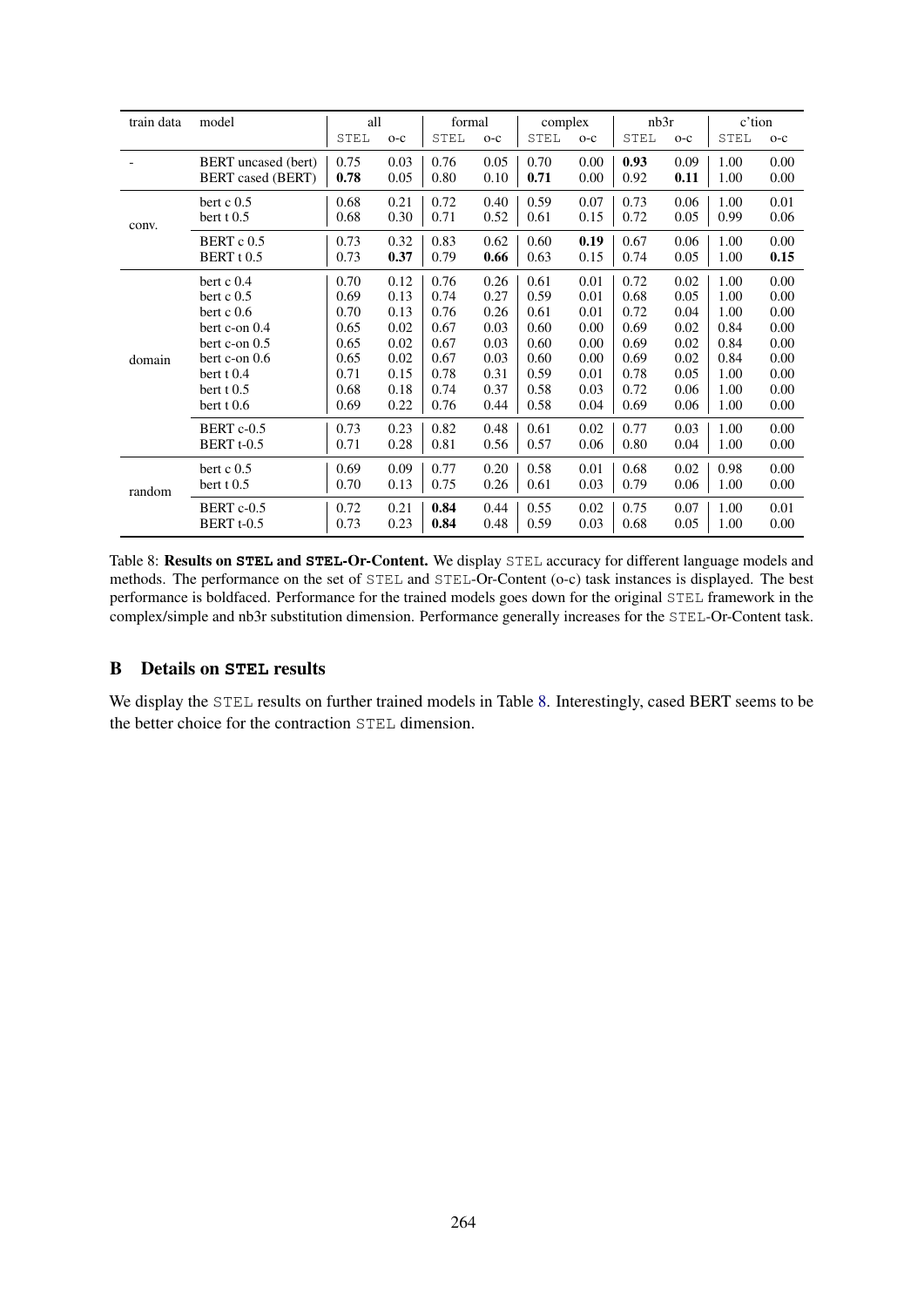| train data | model | all | | formal | | complex | | nb3r | | c'tion | |
|---|---|---|---|---|---|---|---|---|---|---|---|
| | | STEL | o-c | STEL | o-c | STEL | o-c | STEL | o-c | STEL | o-c |
| - | BERT uncased (bert) | 0.75 | 0.03 | 0.76 | 0.05 | 0.70 | 0.00 | **0.93** | 0.09 | 1.00 | 0.00 |
| | BERT cased (BERT) | **0.78** | 0.05 | 0.80 | 0.10 | **0.71** | 0.00 | 0.92 | **0.11** | 1.00 | 0.00 |
| conv. | bert c 0.5 | 0.68 | 0.21 | 0.72 | 0.40 | 0.59 | 0.07 | 0.73 | 0.06 | 1.00 | 0.01 |
| | bert t 0.5 | 0.68 | 0.30 | 0.71 | 0.52 | 0.61 | 0.15 | 0.72 | 0.05 | 0.99 | 0.06 |
| | BERT c 0.5 | 0.73 | 0.32 | 0.83 | 0.62 | 0.60 | **0.19** | 0.67 | 0.06 | 1.00 | 0.00 |
| | BERT t 0.5 | 0.73 | **0.37** | 0.79 | **0.66** | 0.63 | 0.15 | 0.74 | 0.05 | 1.00 | **0.15** |
| domain | bert c 0.4 | 0.70 | 0.12 | 0.76 | 0.26 | 0.61 | 0.01 | 0.72 | 0.02 | 1.00 | 0.00 |
| | bert c 0.5 | 0.69 | 0.13 | 0.74 | 0.27 | 0.59 | 0.01 | 0.68 | 0.05 | 1.00 | 0.00 |
| | bert c 0.6 | 0.70 | 0.13 | 0.76 | 0.26 | 0.61 | 0.01 | 0.72 | 0.04 | 1.00 | 0.00 |
| | bert c-on 0.4 | 0.65 | 0.02 | 0.67 | 0.03 | 0.60 | 0.00 | 0.69 | 0.02 | 0.84 | 0.00 |
| | bert c-on 0.5 | 0.65 | 0.02 | 0.67 | 0.03 | 0.60 | 0.00 | 0.69 | 0.02 | 0.84 | 0.00 |
| | bert c-on 0.6 | 0.65 | 0.02 | 0.67 | 0.03 | 0.60 | 0.00 | 0.69 | 0.02 | 0.84 | 0.00 |
| | bert t 0.4 | 0.71 | 0.15 | 0.78 | 0.31 | 0.59 | 0.01 | 0.78 | 0.05 | 1.00 | 0.00 |
| | bert t 0.5 | 0.68 | 0.18 | 0.74 | 0.37 | 0.58 | 0.03 | 0.72 | 0.06 | 1.00 | 0.00 |
| | bert t 0.6 | 0.69 | 0.22 | 0.76 | 0.44 | 0.58 | 0.04 | 0.69 | 0.06 | 1.00 | 0.00 |
| | BERT c-0.5 | 0.73 | 0.23 | 0.82 | 0.48 | 0.61 | 0.02 | 0.77 | 0.03 | 1.00 | 0.00 |
| | BERT t-0.5 | 0.71 | 0.28 | 0.81 | 0.56 | 0.57 | 0.06 | 0.80 | 0.04 | 1.00 | 0.00 |
| random | bert c 0.5 | 0.69 | 0.09 | 0.77 | 0.20 | 0.58 | 0.01 | 0.68 | 0.02 | 0.98 | 0.00 |
| | bert t 0.5 | 0.70 | 0.13 | 0.75 | 0.26 | 0.61 | 0.03 | 0.79 | 0.06 | 1.00 | 0.00 |
| | BERT c-0.5 | 0.72 | 0.21 | **0.84** | 0.44 | 0.55 | 0.02 | 0.75 | 0.07 | 1.00 | 0.01 |
| | BERT t-0.5 | 0.73 | 0.23 | **0.84** | 0.48 | 0.59 | 0.03 | 0.68 | 0.05 | 1.00 | 0.00 |

Table 8: **Results on STEL and STEL-Or-Content.** We display STEL accuracy for different language models and methods. The performance on the set of STEL and STEL-Or-Content (o-c) task instances is displayed. The best performance is boldfaced. Performance for the trained models goes down for the original STEL framework in the complex/simple and nb3r substitution dimension. Performance generally increases for the STEL-Or-Content task.

## B Details on STEL results

We display the STEL results on further trained models in Table 8. Interestingly, cased BERT seems to be the better choice for the contraction STEL dimension.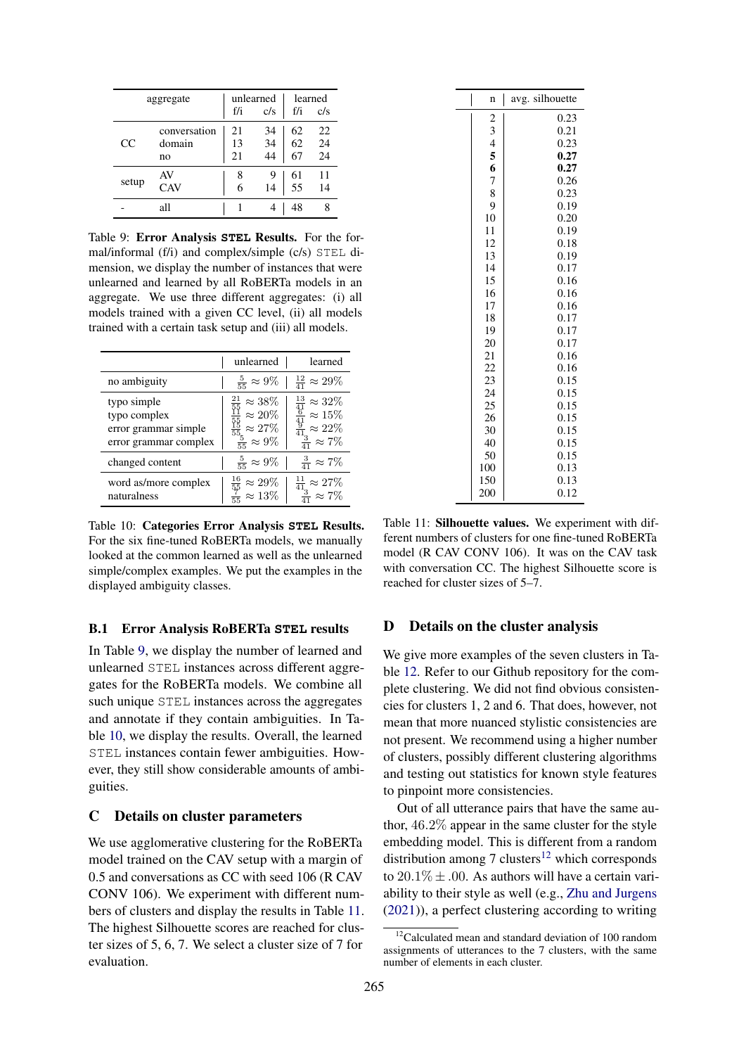| aggregate | | unlearned | | learned | |
|---|---|---|---|---|---|
| | | f/i | c/s | f/i | c/s |
| CC | conversation | 21 | 34 | 62 | 22 |
| | domain | 13 | 34 | 62 | 24 |
| | no | 21 | 44 | 67 | 24 |
| setup | AV | 8 | 9 | 61 | 11 |
| | CAV | 6 | 14 | 55 | 14 |
| - | all | 1 | 4 | 48 | 8 |

Table 9: **Error Analysis STEL Results.** For the formal/informal (f/i) and complex/simple (c/s) STEL dimension, we display the number of instances that were unlearned and learned by all RoBERTa models in an aggregate. We use three different aggregates: (i) all models trained with a given CC level, (ii) all models trained with a certain task setup and (iii) all models.

| | unlearned | learned |
|---|---|---|
| no ambiguity | $\frac{5}{55} \approx 9\%$ | $\frac{12}{41} \approx 29\%$ |
| typo simple | $\frac{21}{55} \approx 38\%$ | $\frac{13}{41} \approx 32\%$ |
| typo complex | $\frac{11}{55} \approx 20\%$ | $\frac{6}{41} \approx 15\%$ |
| error grammar simple | $\frac{15}{55} \approx 27\%$ | $\frac{9}{41} \approx 22\%$ |
| error grammar complex | $\frac{5}{55} \approx 9\%$ | $\frac{3}{41} \approx 7\%$ |
| changed content | $\frac{5}{55} \approx 9\%$ | $\frac{3}{41} \approx 7\%$ |
| word as/more complex | $\frac{16}{55} \approx 29\%$ | $\frac{11}{41} \approx 27\%$ |
| naturalness | $\frac{7}{55} \approx 13\%$ | $\frac{3}{41} \approx 7\%$ |

Table 10: **Categories Error Analysis STEL Results.** For the six fine-tuned RoBERTa models, we manually looked at the common learned as well as the unlearned simple/complex examples. We put the examples in the displayed ambiguity classes.

### B.1 Error Analysis RoBERTa STEL results

In Table 9, we display the number of learned and unlearned STEL instances across different aggregates for the RoBERTa models. We combine all such unique STEL instances across the aggregates and annotate if they contain ambiguities. In Table 10, we display the results. Overall, the learned STEL instances contain fewer ambiguities. However, they still show considerable amounts of ambiguities.

## C Details on cluster parameters

We use agglomerative clustering for the RoBERTa model trained on the CAV setup with a margin of 0.5 and conversations as CC with seed 106 (R CAV CONV 106). We experiment with different numbers of clusters and display the results in Table 11. The highest Silhouette scores are reached for cluster sizes of 5, 6, 7. We select a cluster size of 7 for evaluation.

| n | avg. silhouette |
|---|---|
| 2 | 0.23 |
| 3 | 0.21 |
| 4 | 0.23 |
| **5** | **0.27** |
| **6** | **0.27** |
| 7 | 0.26 |
| 8 | 0.23 |
| 9 | 0.19 |
| 10 | 0.20 |
| 11 | 0.19 |
| 12 | 0.18 |
| 13 | 0.19 |
| 14 | 0.17 |
| 15 | 0.16 |
| 16 | 0.16 |
| 17 | 0.16 |
| 18 | 0.17 |
| 19 | 0.17 |
| 20 | 0.17 |
| 21 | 0.16 |
| 22 | 0.16 |
| 23 | 0.15 |
| 24 | 0.15 |
| 25 | 0.15 |
| 26 | 0.15 |
| 30 | 0.15 |
| 40 | 0.15 |
| 50 | 0.15 |
| 100 | 0.13 |
| 150 | 0.13 |
| 200 | 0.12 |

Table 11: **Silhouette values.** We experiment with different numbers of clusters for one fine-tuned RoBERTa model (R CAV CONV 106). It was on the CAV task with conversation CC. The highest Silhouette score is reached for cluster sizes of 5–7.

## D Details on the cluster analysis

We give more examples of the seven clusters in Table 12. Refer to our Github repository for the complete clustering. We did not find obvious consistencies for clusters 1, 2 and 6. That does, however, not mean that more nuanced stylistic consistencies are not present. We recommend using a higher number of clusters, possibly different clustering algorithms and testing out statistics for known style features to pinpoint more consistencies.

Out of all utterance pairs that have the same author, $46.2\%$ appear in the same cluster for the style embedding model. This is different from a random distribution among 7 clusters[12] which corresponds to $20.1\% \pm .00$. As authors will have a certain variability to their style as well (e.g., Zhu and Jurgens (2021)), a perfect clustering according to writing

[12] Calculated mean and standard deviation of 100 random assignments of utterances to the 7 clusters, with the same number of elements in each cluster.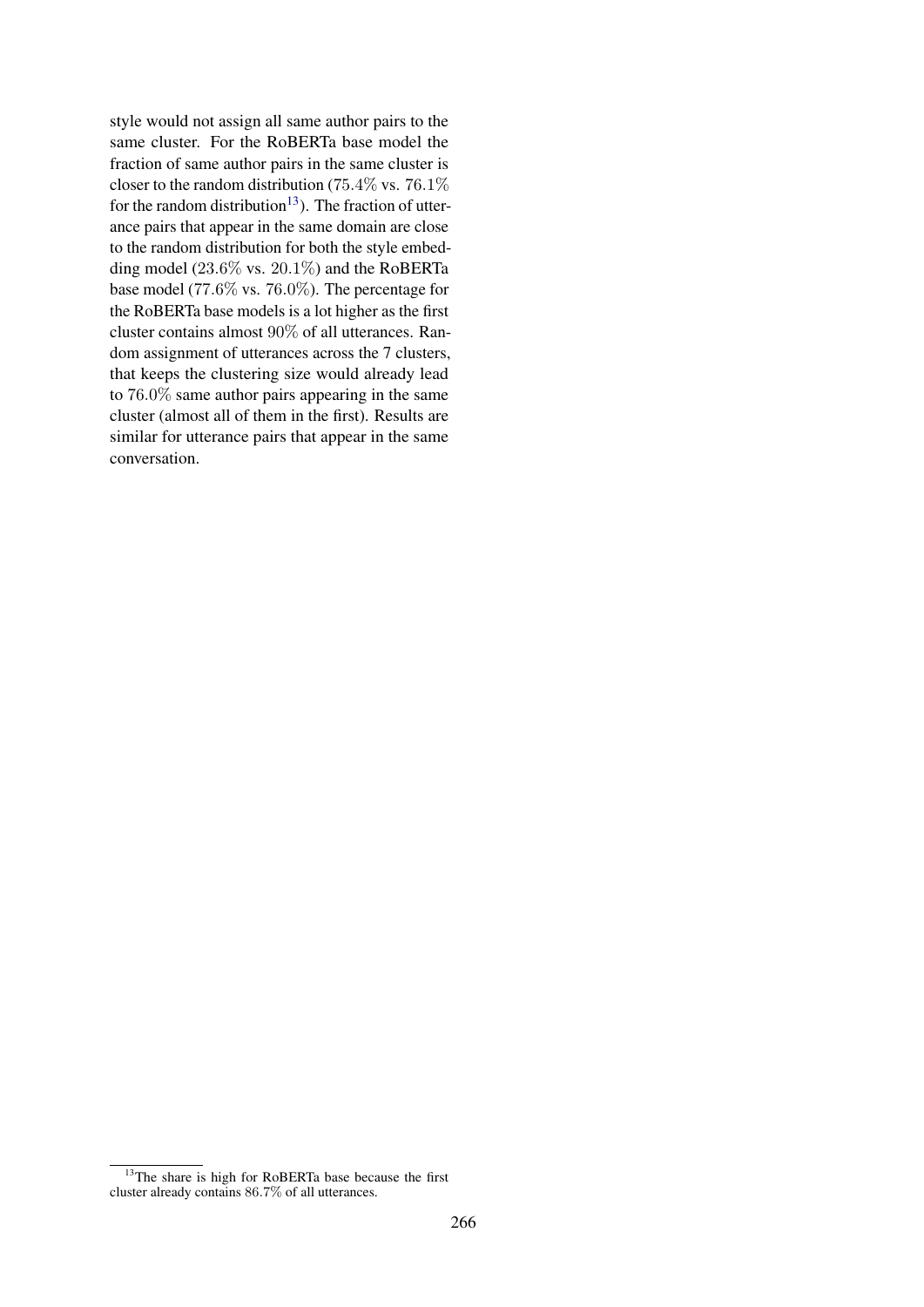style would not assign all same author pairs to the same cluster. For the RoBERTa base model the fraction of same author pairs in the same cluster is closer to the random distribution ($75.4\%$ vs. $76.1\%$ for the random distribution[13]). The fraction of utterance pairs that appear in the same domain are close to the random distribution for both the style embedding model ($23.6\%$ vs. $20.1\%$) and the RoBERTa base model ($77.6\%$ vs. $76.0\%$). The percentage for the RoBERTa base models is a lot higher as the first cluster contains almost $90\%$ of all utterances. Random assignment of utterances across the 7 clusters, that keeps the clustering size would already lead to $76.0\%$ same author pairs appearing in the same cluster (almost all of them in the first). Results are similar for utterance pairs that appear in the same conversation.

[13]The share is high for RoBERTa base because the first cluster already contains $86.7\%$ of all utterances.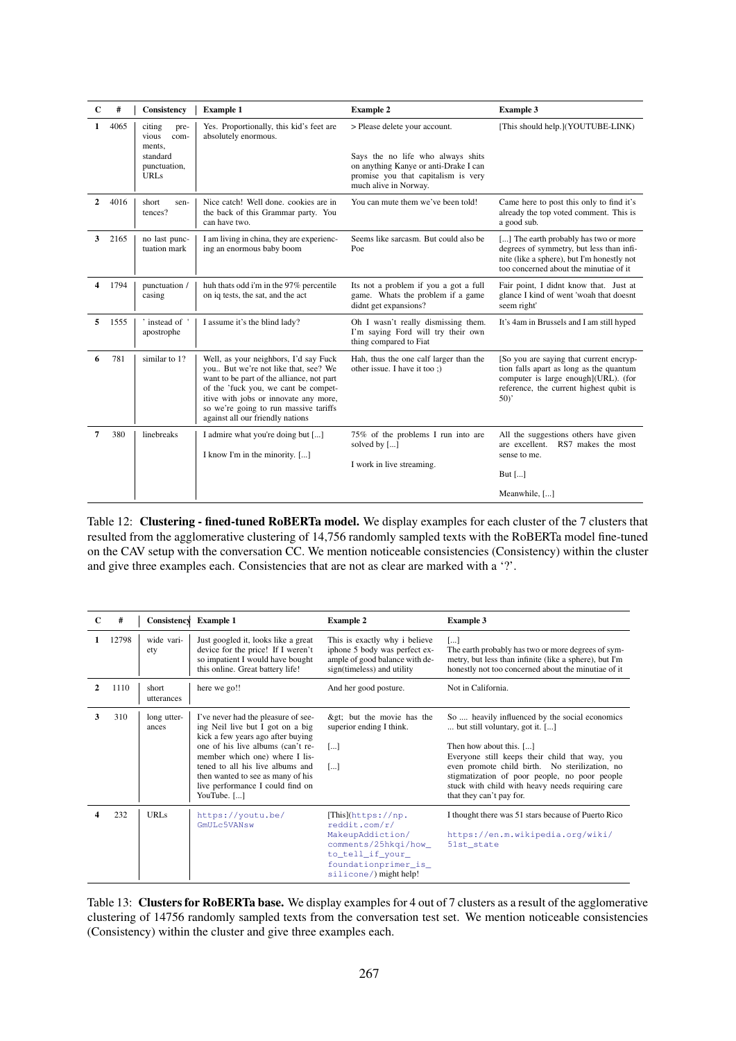| C | # | Consistency | Example 1 | Example 2 | Example 3 |
|---|---|---|---|---|---|
| **1** | 4065 | citing previous comments, standard punctuation, URLs | Yes. Proportionally, this kid's feet are absolutely enormous. | > Please delete your account.<br><br>Says the no life who always shits on anything Kanye or anti-Drake I can promise you that capitalism is very much alive in Norway. | [This should help.](YOUTUBE-LINK) |
| **2** | 4016 | short sentences? | Nice catch! Well done. cookies are in the back of this Grammar party. You can have two. | You can mute them we've been told! | Came here to post this only to find it's already the top voted comment. This is a good sub. |
| **3** | 2165 | no last punctuation mark | I am living in china, they are experiencing an enormous baby boom | Seems like sarcasm. But could also be Poe | [...] The earth probably has two or more degrees of symmetry, but less than infinite (like a sphere), but I'm honestly not too concerned about the minutiae of it |
| **4** | 1794 | punctuation / casing | huh thats odd i'm in the 97% percentile on iq tests, the sat, and the act | Its not a problem if you a got a full game. Whats the problem if a game didnt get expansions? | Fair point, I didnt know that. Just at glance I kind of went 'woah that doesnt seem right' |
| **5** | 1555 | ' instead of ' apostrophe | I assume it's the blind lady? | Oh I wasn't really dismissing them. I'm saying Ford will try their own thing compared to Fiat | It's 4am in Brussels and I am still hyped |
| **6** | 781 | similar to 1? | Well, as your neighbors, I'd say Fuck you.. But we're not like that, see? We want to be part of the alliance, not part of the 'fuck you, we cant be competitive with jobs or innovate any more, so we're going to run massive tariffs against all our friendly nations | Hah, thus the one calf larger than the other issue. I have it too ;) | [So you are saying that current encryption falls apart as long as the quantum computer is large enough](URL). (for reference, the current highest qubit is 50)' |
| **7** | 380 | linebreaks | I admire what you're doing but [...]<br><br>I know I'm in the minority. [...] | 75% of the problems I run into are solved by [...]<br><br>I work in live streaming. | All the suggestions others have given are excellent. RS7 makes the most sense to me.<br><br>But [...]<br><br>Meanwhile, [...] |

Table 12: **Clustering - fined-tuned RoBERTa model.** We display examples for each cluster of the 7 clusters that resulted from the agglomerative clustering of 14,756 randomly sampled texts with the RoBERTa model fine-tuned on the CAV setup with the conversation CC. We mention noticeable consistencies (Consistency) within the cluster and give three examples each. Consistencies that are not as clear are marked with a '?'.

| C | # | Consistency | Example 1 | Example 2 | Example 3 |
|---|---|---|---|---|---|
| **1** | 12798 | wide variety | Just googled it, looks like a great device for the price! If I weren't so impatient I would have bought this online. Great battery life! | This is exactly why i believe iphone 5 body was perfect example of good balance with design(timeless) and utility | [...]<br>The earth probably has two or more degrees of symmetry, but less than infinite (like a sphere), but I'm honestly not too concerned about the minutiae of it |
| **2** | 1110 | short utterances | here we go!! | And her good posture. | Not in California. |
| **3** | 310 | long utterances | I've never had the pleasure of seeing Neil live but I got on a big kick a few years ago after buying one of his live albums (can't remember which one) where I listened to all his live albums and then wanted to see as many of his live performance I could find on YouTube. [...] | &gt; but the movie has the superior ending I think.<br><br>[...]<br><br>[...] | So .... heavily influenced by the social economics ... but still voluntary, got it. [...]<br><br>Then how about this. [...]<br>Everyone still keeps their child that way, you even promote child birth. No sterilization, no stigmatization of poor people, no poor people stuck with child with heavy needs requiring care that they can't pay for. |
| **4** | 232 | URLs | `https://youtu.be/GmULc5VANsw` | [This](`https://np.reddit.com/r/MakeupAddiction/comments/25hkqi/how_to_tell_if_your_foundationprimer_is_silicone/`) might help! | I thought there was 51 stars because of Puerto Rico<br><br>`https://en.m.wikipedia.org/wiki/51st_state` |

Table 13: **Clusters for RoBERTa base.** We display examples for 4 out of 7 clusters as a result of the agglomerative clustering of 14756 randomly sampled texts from the conversation test set. We mention noticeable consistencies (Consistency) within the cluster and give three examples each.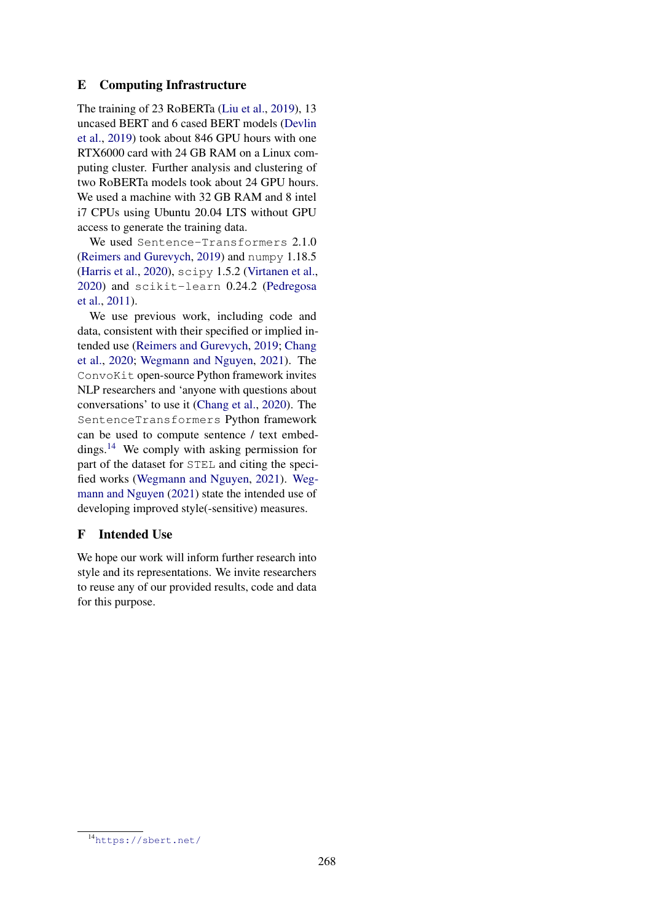## E Computing Infrastructure

The training of 23 RoBERTa (Liu et al., 2019), 13 uncased BERT and 6 cased BERT models (Devlin et al., 2019) took about 846 GPU hours with one RTX6000 card with 24 GB RAM on a Linux computing cluster. Further analysis and clustering of two RoBERTa models took about 24 GPU hours. We used a machine with 32 GB RAM and 8 intel i7 CPUs using Ubuntu 20.04 LTS without GPU access to generate the training data.

We used `Sentence-Transformers` 2.1.0 (Reimers and Gurevych, 2019) and `numpy` 1.18.5 (Harris et al., 2020), `scipy` 1.5.2 (Virtanen et al., 2020) and `scikit-learn` 0.24.2 (Pedregosa et al., 2011).

We use previous work, including code and data, consistent with their specified or implied intended use (Reimers and Gurevych, 2019; Chang et al., 2020; Wegmann and Nguyen, 2021). The `ConvoKit` open-source Python framework invites NLP researchers and 'anyone with questions about conversations' to use it (Chang et al., 2020). The `SentenceTransformers` Python framework can be used to compute sentence / text embeddings.[14] We comply with asking permission for part of the dataset for `STEL` and citing the specified works (Wegmann and Nguyen, 2021). Wegmann and Nguyen (2021) state the intended use of developing improved style(-sensitive) measures.

## F Intended Use

We hope our work will inform further research into style and its representations. We invite researchers to reuse any of our provided results, code and data for this purpose.

[14] https://sbert.net/